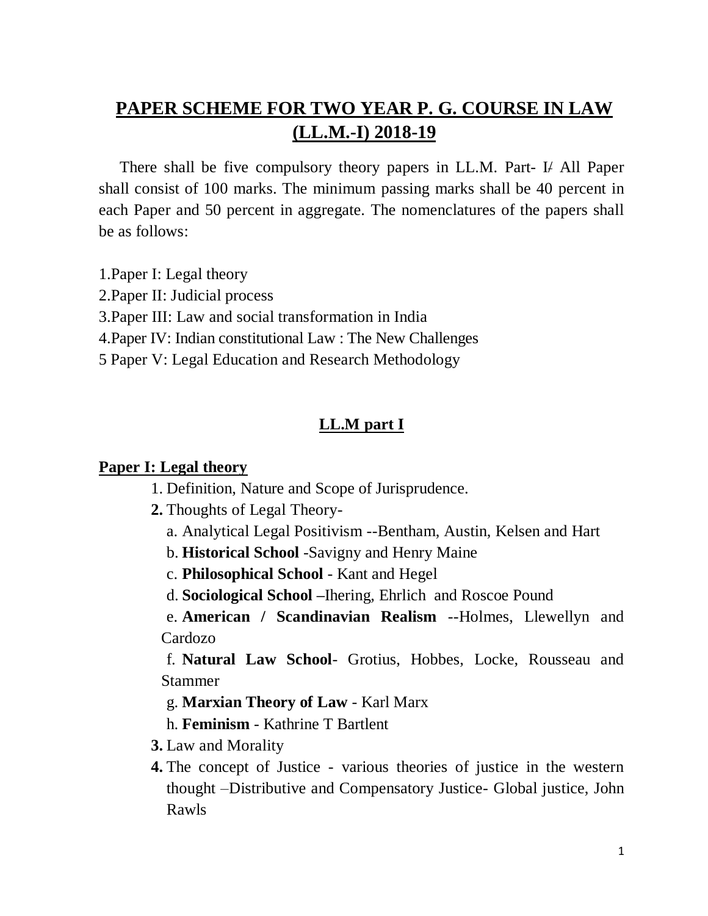# PAPER SCHEME FOR TWO YEAR P. G. COURSE IN LAW (LL.M.-I) 2018-19

There shall be five compulsory theory papers in LL.M. Part- I/ All Paper shall consist of 100 marks. The minimum passing marks shall be 40 percent in each Paper and 50 percent in aggregate. The nomenclatures of the papers shall be as follows:

1. Paper I: Legal theory
2. Paper II: Judicial process
3. Paper III: Law and social transformation in India
4. Paper IV: Indian constitutional Law : The New Challenges
5. Paper V: Legal Education and Research Methodology

## LL.M part I

### Paper I: Legal theory

1. Definition, Nature and Scope of Jurisprudence.
2. Thoughts of Legal Theory-
   a. Analytical Legal Positivism --Bentham, Austin, Kelsen and Hart
   b. **Historical School** -Savigny and Henry Maine
   c. **Philosophical School** - Kant and Hegel
   d. **Sociological School** –Ihering, Ehrlich and Roscoe Pound
   e. **American / Scandinavian Realism** --Holmes, Llewellyn and Cardozo
   f. **Natural Law School**- Grotius, Hobbes, Locke, Rousseau and Stammer
   g. **Marxian Theory of Law** - Karl Marx
   h. **Feminism** - Kathrine T Bartlent
3. Law and Morality
4. The concept of Justice - various theories of justice in the western thought –Distributive and Compensatory Justice- Global justice, John Rawls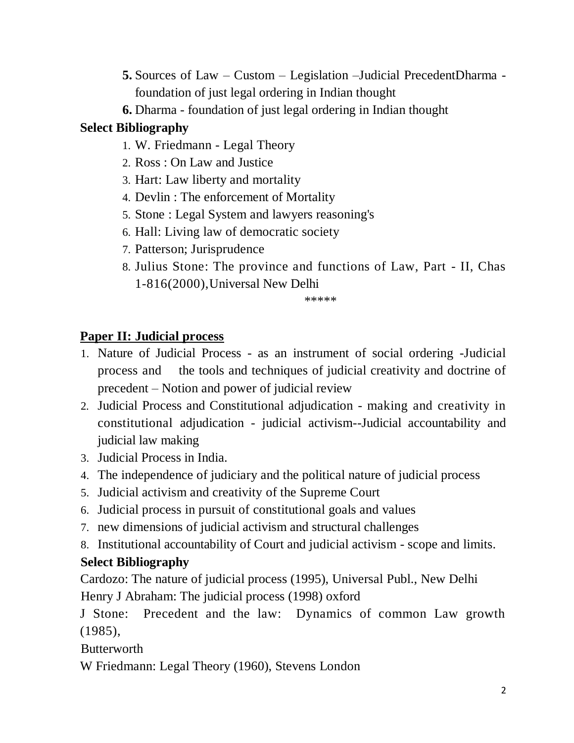5. Sources of Law – Custom – Legislation –Judicial PrecedentDharma - foundation of just legal ordering in Indian thought
6. Dharma - foundation of just legal ordering in Indian thought

**Select Bibliography**

1. W. Friedmann - Legal Theory
2. Ross : On Law and Justice
3. Hart: Law liberty and mortality
4. Devlin : The enforcement of Mortality
5. Stone : Legal System and lawyers reasoning's
6. Hall: Living law of democratic society
7. Patterson; Jurisprudence
8. Julius Stone: The province and functions of Law, Part - II, Chas 1-816(2000),Universal New Delhi

*****

## Paper II: Judicial process

1. Nature of Judicial Process - as an instrument of social ordering -Judicial process and the tools and techniques of judicial creativity and doctrine of precedent – Notion and power of judicial review
2. Judicial Process and Constitutional adjudication - making and creativity in constitutional adjudication - judicial activism--Judicial accountability and judicial law making
3. Judicial Process in India.
4. The independence of judiciary and the political nature of judicial process
5. Judicial activism and creativity of the Supreme Court
6. Judicial process in pursuit of constitutional goals and values
7. new dimensions of judicial activism and structural challenges
8. Institutional accountability of Court and judicial activism - scope and limits.

**Select Bibliography**

Cardozo: The nature of judicial process (1995), Universal Publ., New Delhi

Henry J Abraham: The judicial process (1998) oxford

J Stone: Precedent and the law: Dynamics of common Law growth (1985),

Butterworth

W Friedmann: Legal Theory (1960), Stevens London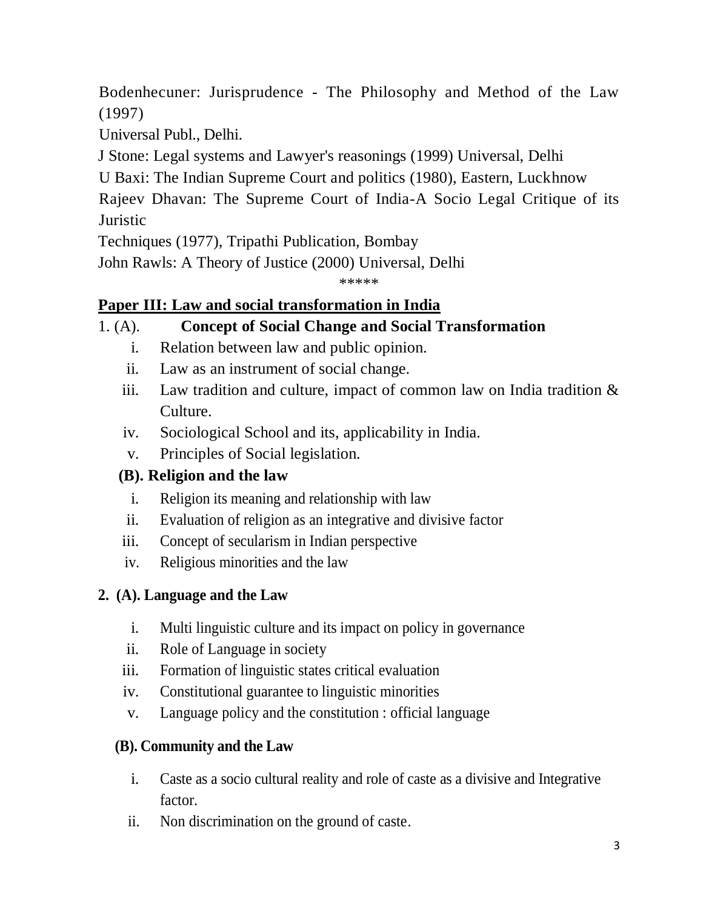Bodenhecuner: Jurisprudence - The Philosophy and Method of the Law (1997)

Universal Publ., Delhi.

J Stone: Legal systems and Lawyer's reasonings (1999) Universal, Delhi

U Baxi: The Indian Supreme Court and politics (1980), Eastern, Luckhnow

Rajeev Dhavan: The Supreme Court of India-A Socio Legal Critique of its Juristic

Techniques (1977), Tripathi Publication, Bombay

John Rawls: A Theory of Justice (2000) Universal, Delhi

*****

## Paper III: Law and social transformation in India

### 1. (A). Concept of Social Change and Social Transformation

- i. Relation between law and public opinion.
- ii. Law as an instrument of social change.
- iii. Law tradition and culture, impact of common law on India tradition & Culture.
- iv. Sociological School and its, applicability in India.
- v. Principles of Social legislation.

### (B). Religion and the law

- i. Religion its meaning and relationship with law
- ii. Evaluation of religion as an integrative and divisive factor
- iii. Concept of secularism in Indian perspective
- iv. Religious minorities and the law

### 2. (A). Language and the Law

- i. Multi linguistic culture and its impact on policy in governance
- ii. Role of Language in society
- iii. Formation of linguistic states critical evaluation
- iv. Constitutional guarantee to linguistic minorities
- v. Language policy and the constitution : official language

### (B). Community and the Law

- i. Caste as a socio cultural reality and role of caste as a divisive and Integrative factor.
- ii. Non discrimination on the ground of caste.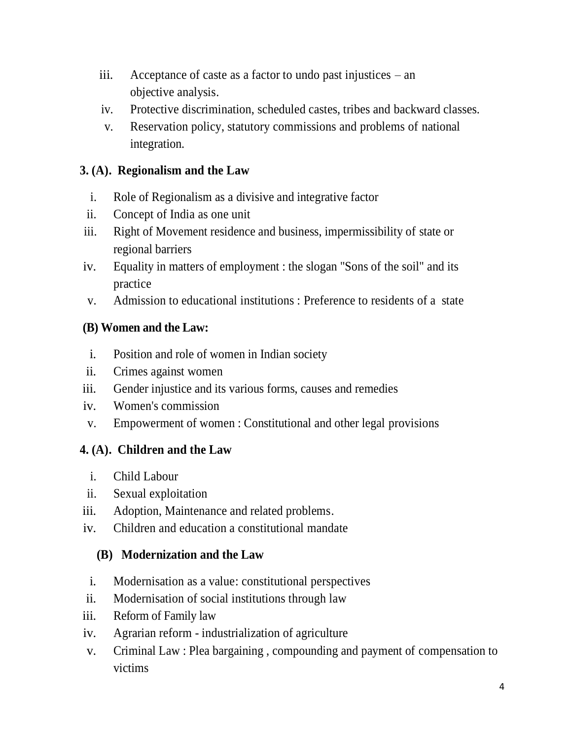iii. Acceptance of caste as a factor to undo past injustices – an objective analysis.
iv. Protective discrimination, scheduled castes, tribes and backward classes.
v. Reservation policy, statutory commissions and problems of national integration.

**3. (A). Regionalism and the Law**

i. Role of Regionalism as a divisive and integrative factor
ii. Concept of India as one unit
iii. Right of Movement residence and business, impermissibility of state or regional barriers
iv. Equality in matters of employment : the slogan "Sons of the soil" and its practice
v. Admission to educational institutions : Preference to residents of a state

**(B) Women and the Law:**

i. Position and role of women in Indian society
ii. Crimes against women
iii. Gender injustice and its various forms, causes and remedies
iv. Women's commission
v. Empowerment of women : Constitutional and other legal provisions

**4. (A). Children and the Law**

i. Child Labour
ii. Sexual exploitation
iii. Adoption, Maintenance and related problems.
iv. Children and education a constitutional mandate

**(B) Modernization and the Law**

i. Modernisation as a value: constitutional perspectives
ii. Modernisation of social institutions through law
iii. Reform of Family law
iv. Agrarian reform - industrialization of agriculture
v. Criminal Law : Plea bargaining , compounding and payment of compensation to victims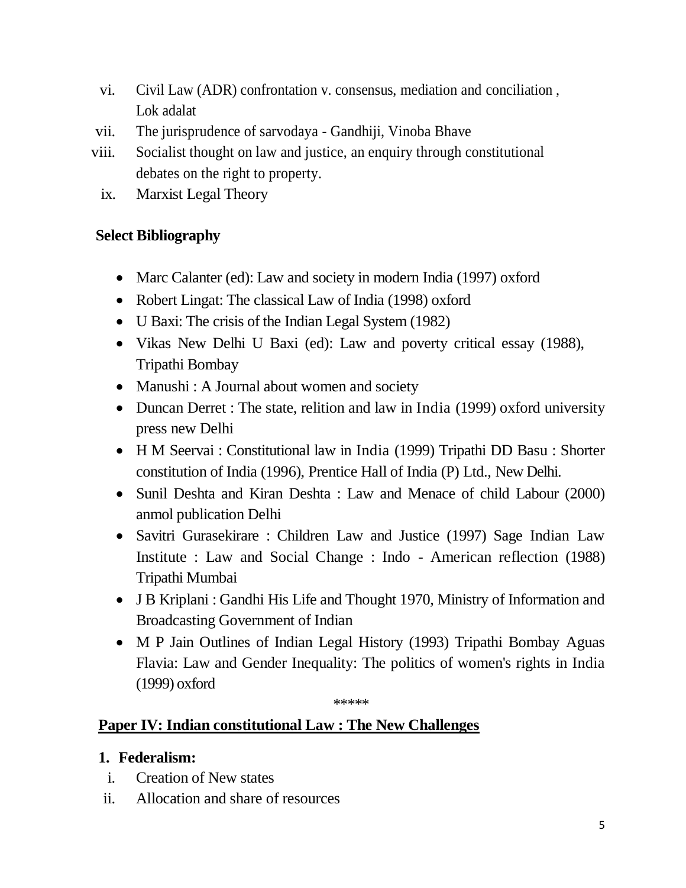vi. Civil Law (ADR) confrontation v. consensus, mediation and conciliation , Lok adalat
vii. The jurisprudence of sarvodaya - Gandhiji, Vinoba Bhave
viii. Socialist thought on law and justice, an enquiry through constitutional debates on the right to property.
ix. Marxist Legal Theory

**Select Bibliography**

- Marc Calanter (ed): Law and society in modern India (1997) oxford
- Robert Lingat: The classical Law of India (1998) oxford
- U Baxi: The crisis of the Indian Legal System (1982)
- Vikas New Delhi U Baxi (ed): Law and poverty critical essay (1988), Tripathi Bombay
- Manushi : A Journal about women and society
- Duncan Derret : The state, relition and law in India (1999) oxford university press new Delhi
- H M Seervai : Constitutional law in India (1999) Tripathi DD Basu : Shorter constitution of India (1996), Prentice Hall of India (P) Ltd., New Delhi.
- Sunil Deshta and Kiran Deshta : Law and Menace of child Labour (2000) anmol publication Delhi
- Savitri Gurasekirare : Children Law and Justice (1997) Sage Indian Law Institute : Law and Social Change : Indo - American reflection (1988) Tripathi Mumbai
- J B Kriplani : Gandhi His Life and Thought 1970, Ministry of Information and Broadcasting Government of Indian
- M P Jain Outlines of Indian Legal History (1993) Tripathi Bombay Aguas Flavia: Law and Gender Inequality: The politics of women's rights in India (1999) oxford

*****

**Paper IV: Indian constitutional Law : The New Challenges**

**1. Federalism:**

i. Creation of New states
ii. Allocation and share of resources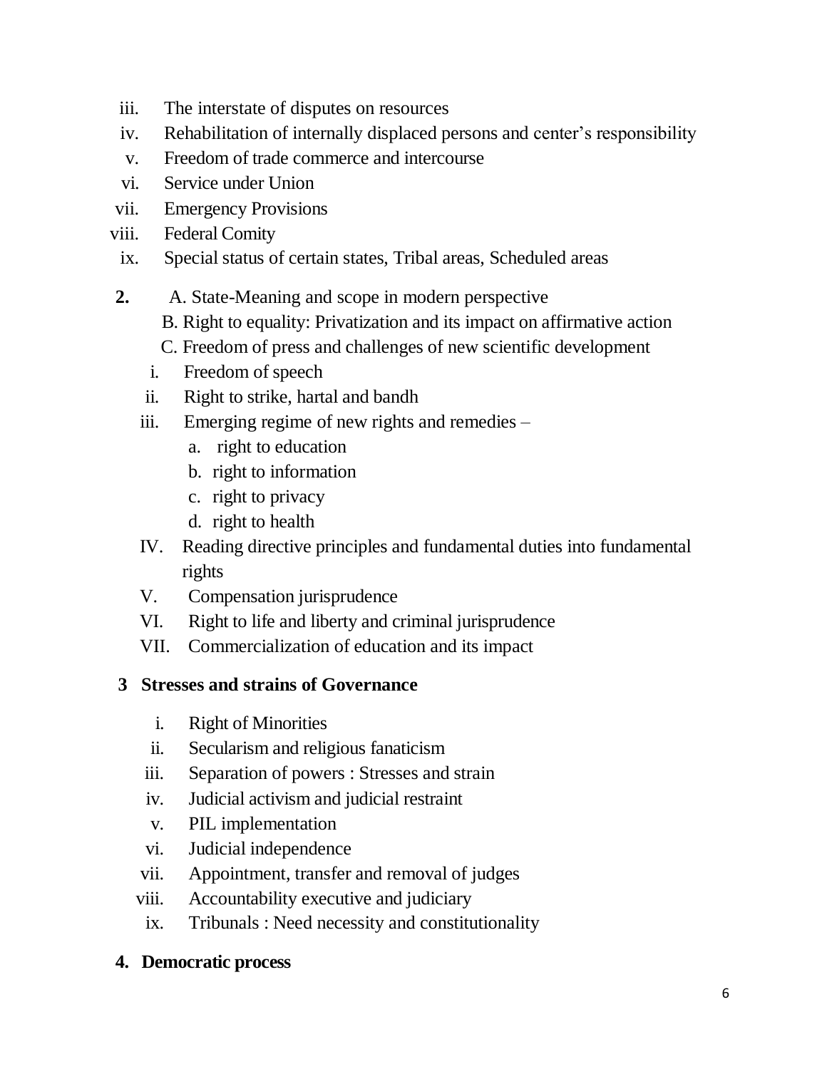iii. The interstate of disputes on resources
iv. Rehabilitation of internally displaced persons and center's responsibility
v. Freedom of trade commerce and intercourse
vi. Service under Union
vii. Emergency Provisions
viii. Federal Comity
ix. Special status of certain states, Tribal areas, Scheduled areas

**2.** A. State-Meaning and scope in modern perspective
B. Right to equality: Privatization and its impact on affirmative action
C. Freedom of press and challenges of new scientific development

i. Freedom of speech
ii. Right to strike, hartal and bandh
iii. Emerging regime of new rights and remedies –
   a. right to education
   b. right to information
   c. right to privacy
   d. right to health

IV. Reading directive principles and fundamental duties into fundamental rights
V. Compensation jurisprudence
VI. Right to life and liberty and criminal jurisprudence
VII. Commercialization of education and its impact

**3 Stresses and strains of Governance**

i. Right of Minorities
ii. Secularism and religious fanaticism
iii. Separation of powers : Stresses and strain
iv. Judicial activism and judicial restraint
v. PIL implementation
vi. Judicial independence
vii. Appointment, transfer and removal of judges
viii. Accountability executive and judiciary
ix. Tribunals : Need necessity and constitutionality

**4. Democratic process**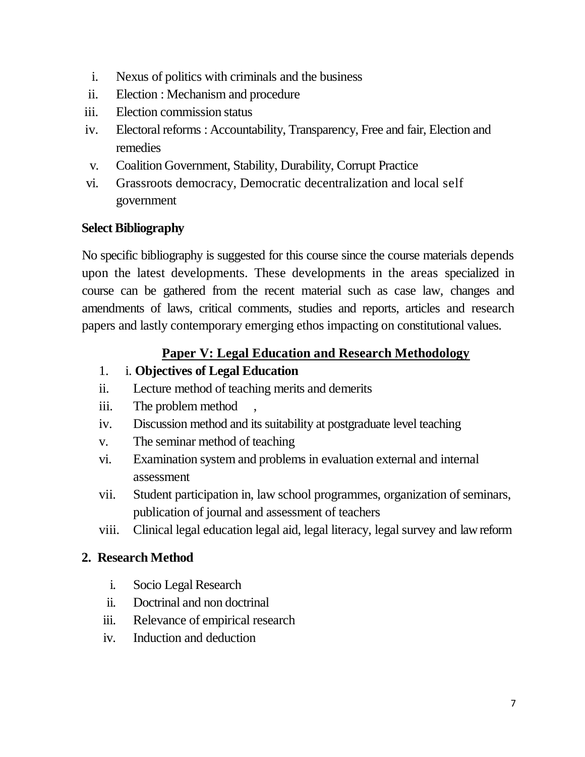i. Nexus of politics with criminals and the business
ii. Election : Mechanism and procedure
iii. Election commission status
iv. Electoral reforms : Accountability, Transparency, Free and fair, Election and remedies
v. Coalition Government, Stability, Durability, Corrupt Practice
vi. Grassroots democracy, Democratic decentralization and local self government

**Select Bibliography**

No specific bibliography is suggested for this course since the course materials depends upon the latest developments. These developments in the areas specialized in course can be gathered from the recent material such as case law, changes and amendments of laws, critical comments, studies and reports, articles and research papers and lastly contemporary emerging ethos impacting on constitutional values.

## Paper V: Legal Education and Research Methodology

1. i. **Objectives of Legal Education**

ii. Lecture method of teaching merits and demerits
iii. The problem method ,
iv. Discussion method and its suitability at postgraduate level teaching
v. The seminar method of teaching
vi. Examination system and problems in evaluation external and internal assessment
vii. Student participation in, law school programmes, organization of seminars, publication of journal and assessment of teachers
viii. Clinical legal education legal aid, legal literacy, legal survey and law reform

**2. Research Method**

i. Socio Legal Research
ii. Doctrinal and non doctrinal
iii. Relevance of empirical research
iv. Induction and deduction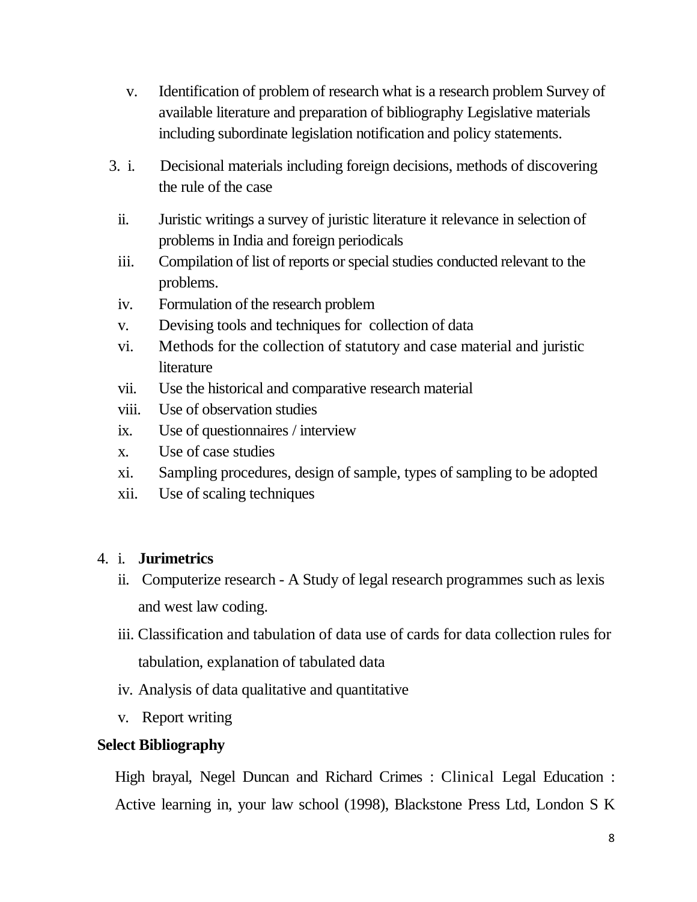v. Identification of problem of research what is a research problem Survey of available literature and preparation of bibliography Legislative materials including subordinate legislation notification and policy statements.

3. i. Decisional materials including foreign decisions, methods of discovering the rule of the case

   ii. Juristic writings a survey of juristic literature it relevance in selection of problems in India and foreign periodicals

   iii. Compilation of list of reports or special studies conducted relevant to the problems.

   iv. Formulation of the research problem

   v. Devising tools and techniques for collection of data

   vi. Methods for the collection of statutory and case material and juristic literature

   vii. Use the historical and comparative research material

   viii. Use of observation studies

   ix. Use of questionnaires / interview

   x. Use of case studies

   xi. Sampling procedures, design of sample, types of sampling to be adopted

   xii. Use of scaling techniques

4. i. **Jurimetrics**

   ii. Computerize research - A Study of legal research programmes such as lexis and west law coding.

   iii. Classification and tabulation of data use of cards for data collection rules for tabulation, explanation of tabulated data

   iv. Analysis of data qualitative and quantitative

   v. Report writing

**Select Bibliography**

High brayal, Negel Duncan and Richard Crimes : Clinical Legal Education : Active learning in, your law school (1998), Blackstone Press Ltd, London S K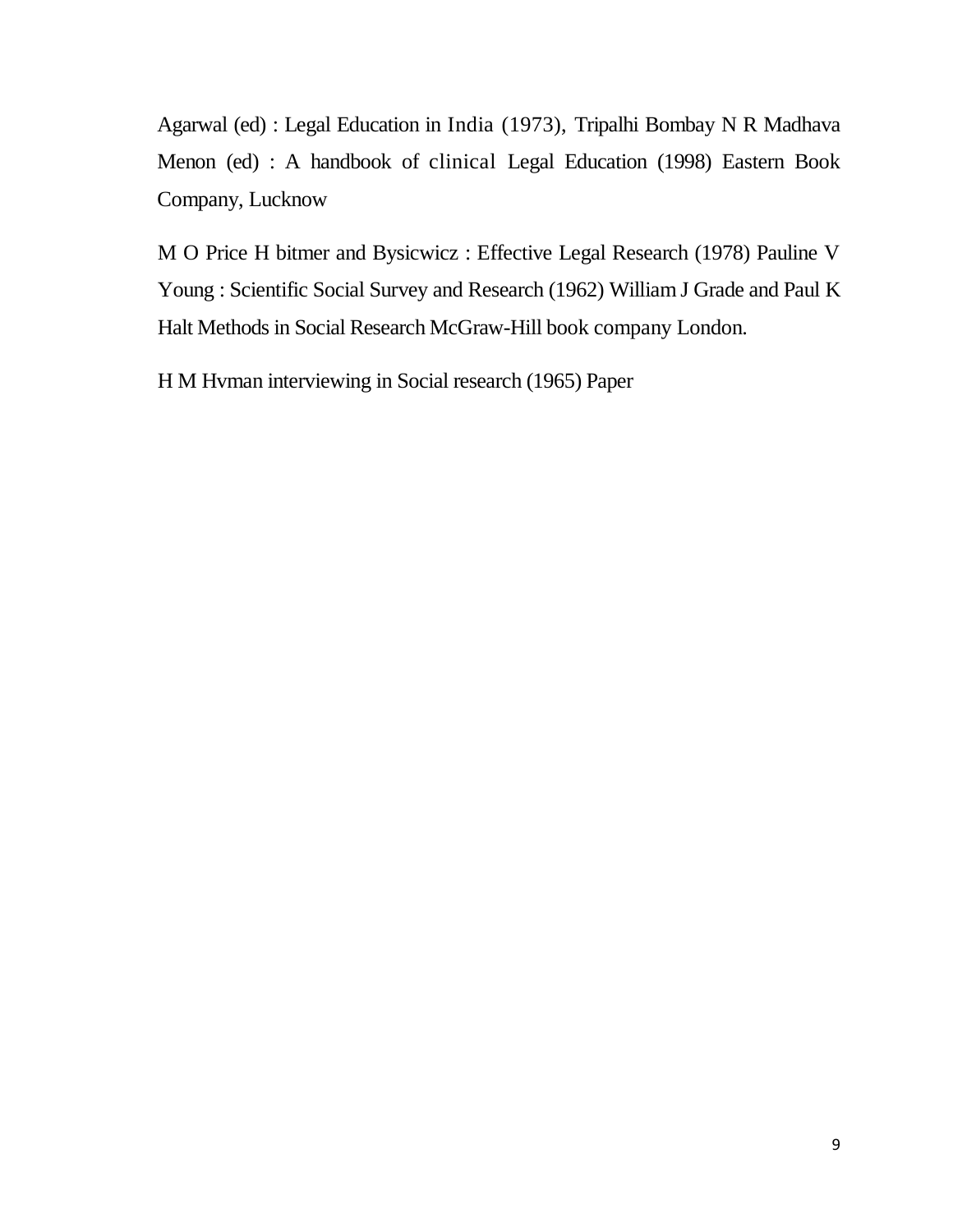Agarwal (ed) : Legal Education in India (1973), Tripalhi Bombay N R Madhava Menon (ed) : A handbook of clinical Legal Education (1998) Eastern Book Company, Lucknow

M O Price H bitmer and Bysicwicz : Effective Legal Research (1978) Pauline V Young : Scientific Social Survey and Research (1962) William J Grade and Paul K Halt Methods in Social Research McGraw-Hill book company London.

H M Hvman interviewing in Social research (1965) Paper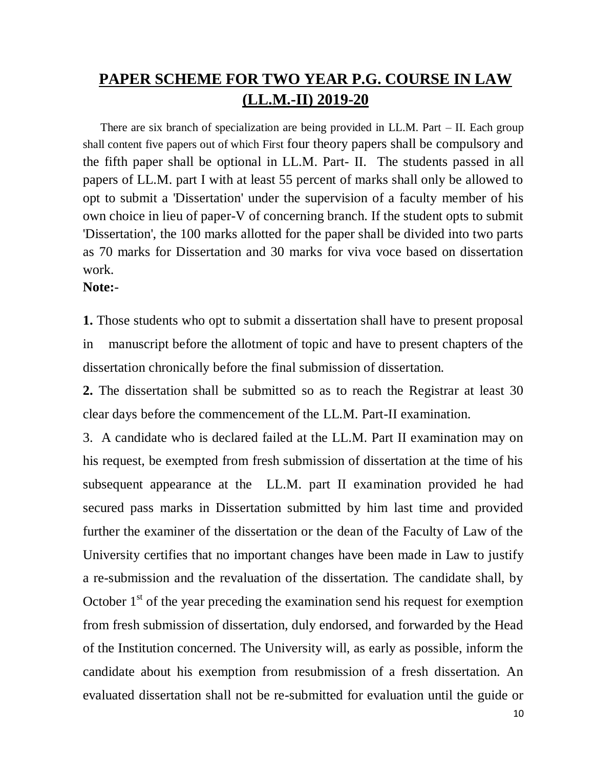# PAPER SCHEME FOR TWO YEAR P.G. COURSE IN LAW (LL.M.-II) 2019-20

There are six branch of specialization are being provided in LL.M. Part – II. Each group shall content five papers out of which First four theory papers shall be compulsory and the fifth paper shall be optional in LL.M. Part- II. The students passed in all papers of LL.M. part I with at least 55 percent of marks shall only be allowed to opt to submit a 'Dissertation' under the supervision of a faculty member of his own choice in lieu of paper-V of concerning branch. If the student opts to submit 'Dissertation', the 100 marks allotted for the paper shall be divided into two parts as 70 marks for Dissertation and 30 marks for viva voce based on dissertation work.

**Note:**-

**1.** Those students who opt to submit a dissertation shall have to present proposal in manuscript before the allotment of topic and have to present chapters of the dissertation chronically before the final submission of dissertation.

**2.** The dissertation shall be submitted so as to reach the Registrar at least 30 clear days before the commencement of the LL.M. Part-II examination.

3. A candidate who is declared failed at the LL.M. Part II examination may on his request, be exempted from fresh submission of dissertation at the time of his subsequent appearance at the LL.M. part II examination provided he had secured pass marks in Dissertation submitted by him last time and provided further the examiner of the dissertation or the dean of the Faculty of Law of the University certifies that no important changes have been made in Law to justify a re-submission and the revaluation of the dissertation. The candidate shall, by October 1st of the year preceding the examination send his request for exemption from fresh submission of dissertation, duly endorsed, and forwarded by the Head of the Institution concerned. The University will, as early as possible, inform the candidate about his exemption from resubmission of a fresh dissertation. An evaluated dissertation shall not be re-submitted for evaluation until the guide or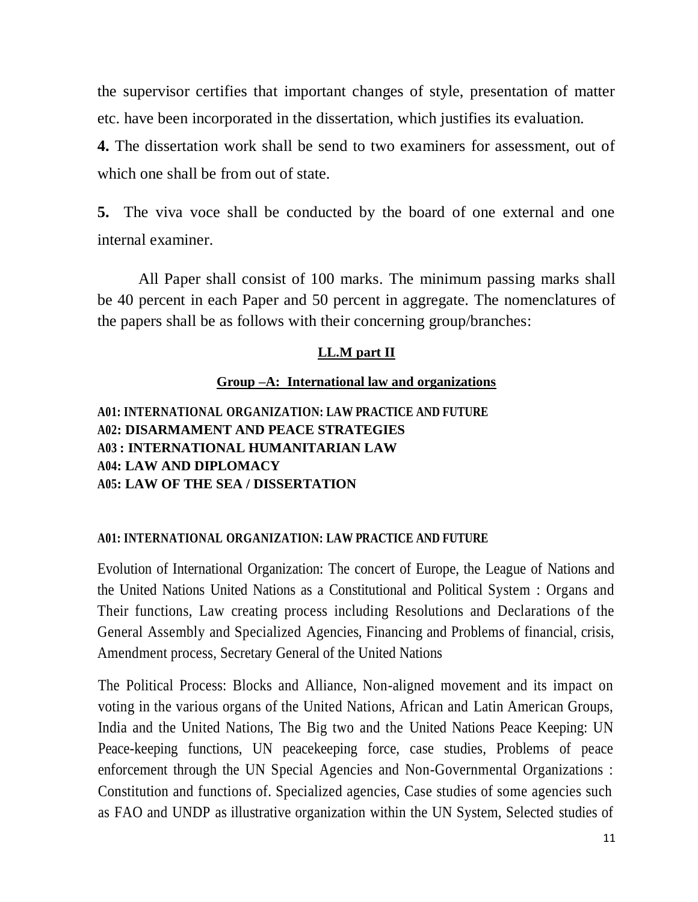the supervisor certifies that important changes of style, presentation of matter etc. have been incorporated in the dissertation, which justifies its evaluation.

**4.** The dissertation work shall be send to two examiners for assessment, out of which one shall be from out of state.

**5.** The viva voce shall be conducted by the board of one external and one internal examiner.

All Paper shall consist of 100 marks. The minimum passing marks shall be 40 percent in each Paper and 50 percent in aggregate. The nomenclatures of the papers shall be as follows with their concerning group/branches:

## LL.M part II

### Group –A: International law and organizations

**A01: INTERNATIONAL ORGANIZATION: LAW PRACTICE AND FUTURE**
**A02: DISARMAMENT AND PEACE STRATEGIES**
**A03 : INTERNATIONAL HUMANITARIAN LAW**
**A04: LAW AND DIPLOMACY**
**A05: LAW OF THE SEA / DISSERTATION**

#### A01: INTERNATIONAL ORGANIZATION: LAW PRACTICE AND FUTURE

Evolution of International Organization: The concert of Europe, the League of Nations and the United Nations United Nations as a Constitutional and Political System : Organs and Their functions, Law creating process including Resolutions and Declarations of the General Assembly and Specialized Agencies, Financing and Problems of financial, crisis, Amendment process, Secretary General of the United Nations

The Political Process: Blocks and Alliance, Non-aligned movement and its impact on voting in the various organs of the United Nations, African and Latin American Groups, India and the United Nations, The Big two and the United Nations Peace Keeping: UN Peace-keeping functions, UN peacekeeping force, case studies, Problems of peace enforcement through the UN Special Agencies and Non-Governmental Organizations : Constitution and functions of. Specialized agencies, Case studies of some agencies such as FAO and UNDP as illustrative organization within the UN System, Selected studies of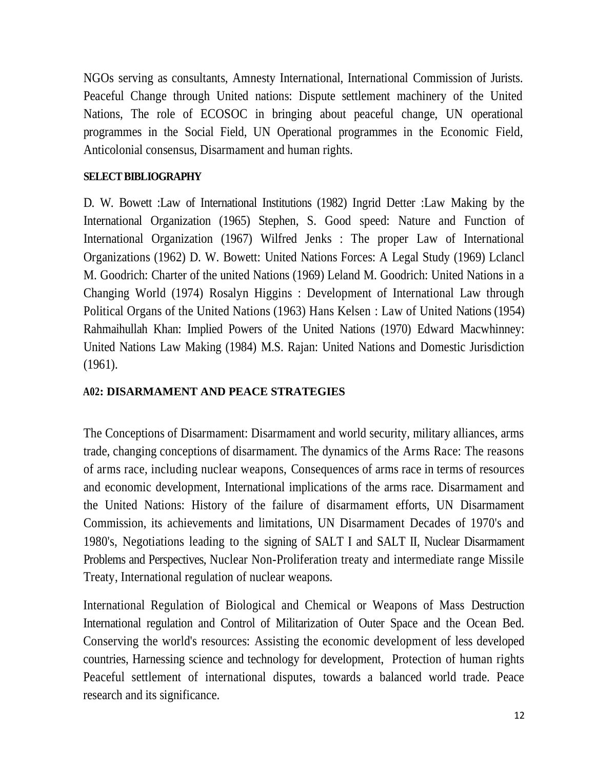NGOs serving as consultants, Amnesty International, International Commission of Jurists. Peaceful Change through United nations: Dispute settlement machinery of the United Nations, The role of ECOSOC in bringing about peaceful change, UN operational programmes in the Social Field, UN Operational programmes in the Economic Field, Anticolonial consensus, Disarmament and human rights.

**SELECT BIBLIOGRAPHY**

D. W. Bowett :Law of International Institutions (1982) Ingrid Detter :Law Making by the International Organization (1965) Stephen, S. Good speed: Nature and Function of International Organization (1967) Wilfred Jenks : The proper Law of International Organizations (1962) D. W. Bowett: United Nations Forces: A Legal Study (1969) Lclancl M. Goodrich: Charter of the united Nations (1969) Leland M. Goodrich: United Nations in a Changing World (1974) Rosalyn Higgins : Development of International Law through Political Organs of the United Nations (1963) Hans Kelsen : Law of United Nations (1954) Rahmaihullah Khan: Implied Powers of the United Nations (1970) Edward Macwhinney: United Nations Law Making (1984) M.S. Rajan: United Nations and Domestic Jurisdiction (1961).

## A02: DISARMAMENT AND PEACE STRATEGIES

The Conceptions of Disarmament: Disarmament and world security, military alliances, arms trade, changing conceptions of disarmament. The dynamics of the Arms Race: The reasons of arms race, including nuclear weapons, Consequences of arms race in terms of resources and economic development, International implications of the arms race. Disarmament and the United Nations: History of the failure of disarmament efforts, UN Disarmament Commission, its achievements and limitations, UN Disarmament Decades of 1970's and 1980's, Negotiations leading to the signing of SALT I and SALT II, Nuclear Disarmament Problems and Perspectives, Nuclear Non-Proliferation treaty and intermediate range Missile Treaty, International regulation of nuclear weapons.

International Regulation of Biological and Chemical or Weapons of Mass Destruction International regulation and Control of Militarization of Outer Space and the Ocean Bed. Conserving the world's resources: Assisting the economic development of less developed countries, Harnessing science and technology for development, Protection of human rights Peaceful settlement of international disputes, towards a balanced world trade. Peace research and its significance.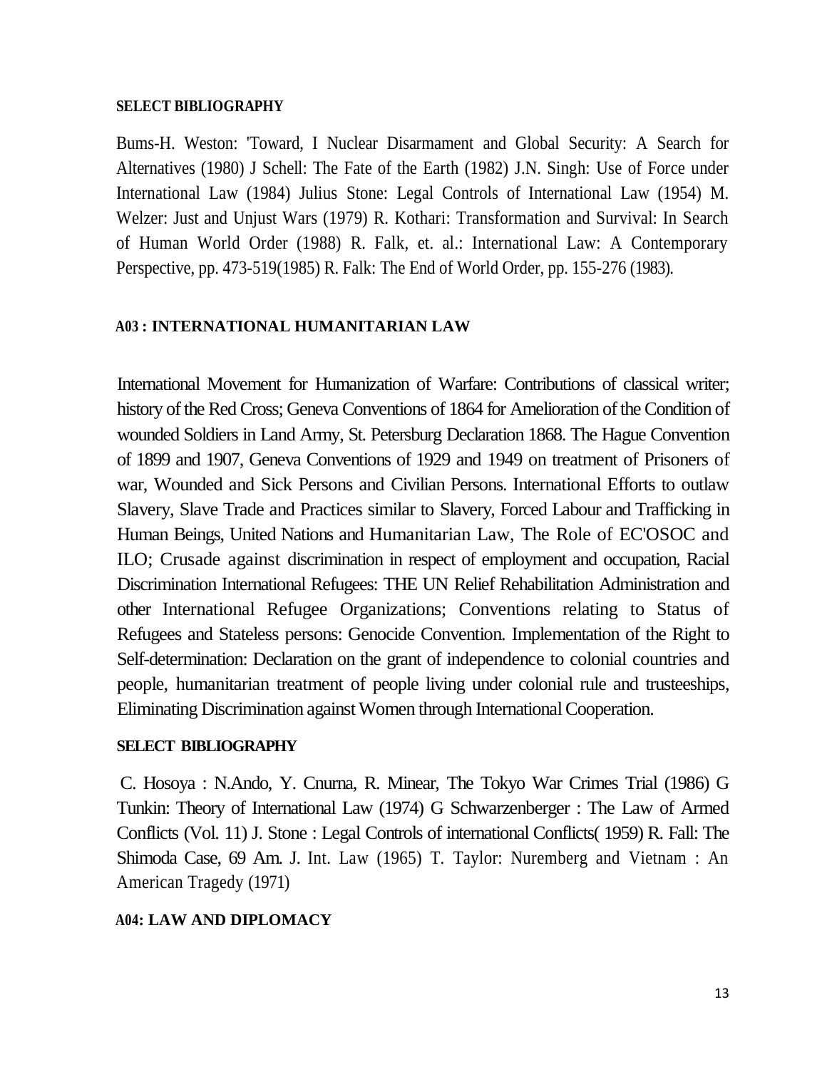**SELECT BIBLIOGRAPHY**

Bums-H. Weston: 'Toward, I Nuclear Disarmament and Global Security: A Search for Alternatives (1980) J Schell: The Fate of the Earth (1982) J.N. Singh: Use of Force under International Law (1984) Julius Stone: Legal Controls of International Law (1954) M. Welzer: Just and Unjust Wars (1979) R. Kothari: Transformation and Survival: In Search of Human World Order (1988) R. Falk, et. al.: International Law: A Contemporary Perspective, pp. 473-519(1985) R. Falk: The End of World Order, pp. 155-276 (1983).

## A03 : INTERNATIONAL HUMANITARIAN LAW

International Movement for Humanization of Warfare: Contributions of classical writer; history of the Red Cross; Geneva Conventions of 1864 for Amelioration of the Condition of wounded Soldiers in Land Army, St. Petersburg Declaration 1868. The Hague Convention of 1899 and 1907, Geneva Conventions of 1929 and 1949 on treatment of Prisoners of war, Wounded and Sick Persons and Civilian Persons. International Efforts to outlaw Slavery, Slave Trade and Practices similar to Slavery, Forced Labour and Trafficking in Human Beings, United Nations and Humanitarian Law, The Role of EC'OSOC and ILO; Crusade against discrimination in respect of employment and occupation, Racial Discrimination International Refugees: THE UN Relief Rehabilitation Administration and other International Refugee Organizations; Conventions relating to Status of Refugees and Stateless persons: Genocide Convention. Implementation of the Right to Self-determination: Declaration on the grant of independence to colonial countries and people, humanitarian treatment of people living under colonial rule and trusteeships, Eliminating Discrimination against Women through International Cooperation.

**SELECT BIBLIOGRAPHY**

C. Hosoya : N.Ando, Y. Cnurna, R. Minear, The Tokyo War Crimes Trial (1986) G Tunkin: Theory of International Law (1974) G Schwarzenberger : The Law of Armed Conflicts (Vol. 11) J. Stone : Legal Controls of international Conflicts( 1959) R. Fall: The Shimoda Case, 69 Am. J. Int. Law (1965) T. Taylor: Nuremberg and Vietnam : An American Tragedy (1971)

## A04: LAW AND DIPLOMACY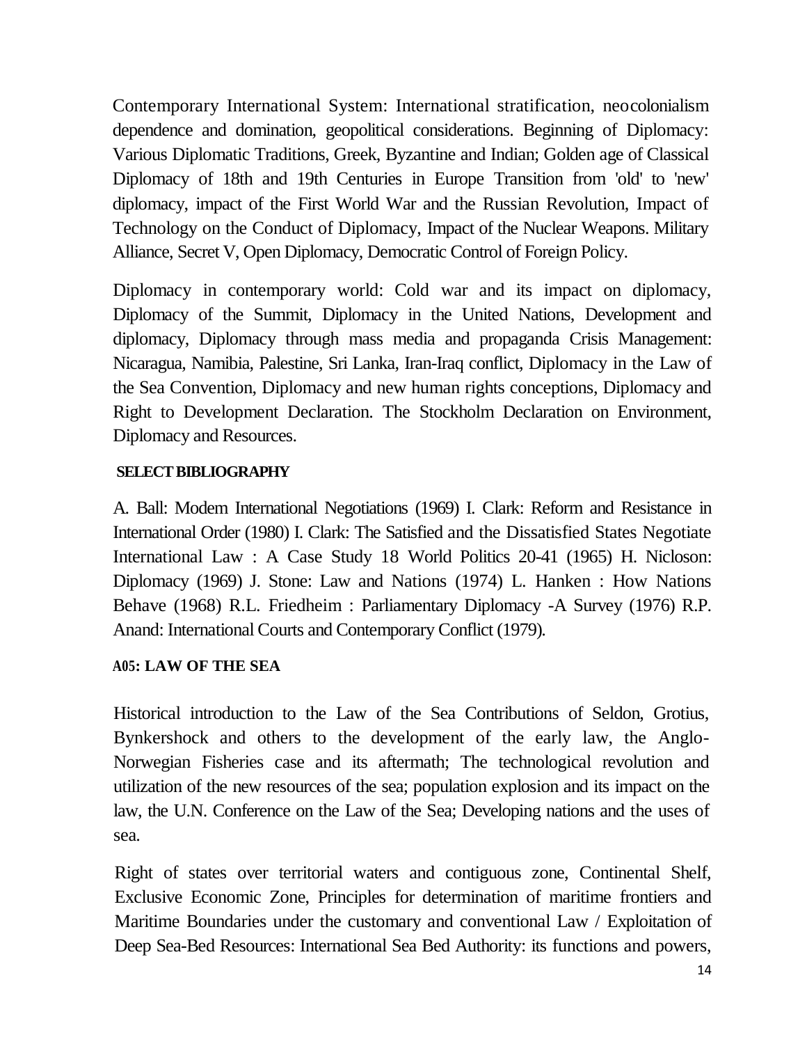Contemporary International System: International stratification, neocolonialism dependence and domination, geopolitical considerations. Beginning of Diplomacy: Various Diplomatic Traditions, Greek, Byzantine and Indian; Golden age of Classical Diplomacy of 18th and 19th Centuries in Europe Transition from 'old' to 'new' diplomacy, impact of the First World War and the Russian Revolution, Impact of Technology on the Conduct of Diplomacy, Impact of the Nuclear Weapons. Military Alliance, Secret V, Open Diplomacy, Democratic Control of Foreign Policy.

Diplomacy in contemporary world: Cold war and its impact on diplomacy, Diplomacy of the Summit, Diplomacy in the United Nations, Development and diplomacy, Diplomacy through mass media and propaganda Crisis Management: Nicaragua, Namibia, Palestine, Sri Lanka, Iran-Iraq conflict, Diplomacy in the Law of the Sea Convention, Diplomacy and new human rights conceptions, Diplomacy and Right to Development Declaration. The Stockholm Declaration on Environment, Diplomacy and Resources.

**SELECT BIBLIOGRAPHY**

A. Ball: Modem International Negotiations (1969) I. Clark: Reform and Resistance in International Order (1980) I. Clark: The Satisfied and the Dissatisfied States Negotiate International Law : A Case Study 18 World Politics 20-41 (1965) H. Nicloson: Diplomacy (1969) J. Stone: Law and Nations (1974) L. Hanken : How Nations Behave (1968) R.L. Friedheim : Parliamentary Diplomacy -A Survey (1976) R.P. Anand: International Courts and Contemporary Conflict (1979).

## A05: LAW OF THE SEA

Historical introduction to the Law of the Sea Contributions of Seldon, Grotius, Bynkershock and others to the development of the early law, the Anglo-Norwegian Fisheries case and its aftermath; The technological revolution and utilization of the new resources of the sea; population explosion and its impact on the law, the U.N. Conference on the Law of the Sea; Developing nations and the uses of sea.

Right of states over territorial waters and contiguous zone, Continental Shelf, Exclusive Economic Zone, Principles for determination of maritime frontiers and Maritime Boundaries under the customary and conventional Law / Exploitation of Deep Sea-Bed Resources: International Sea Bed Authority: its functions and powers,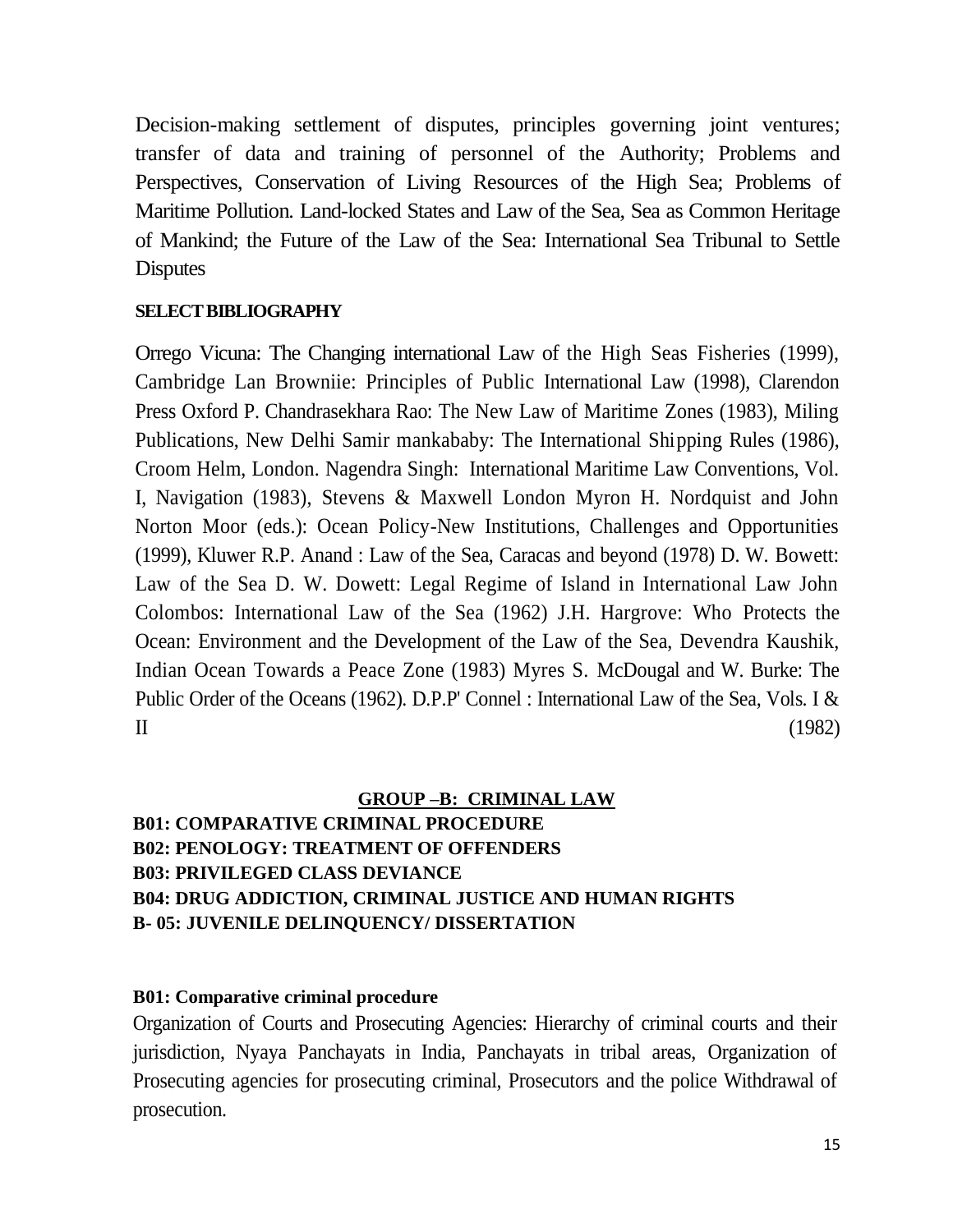Decision-making settlement of disputes, principles governing joint ventures; transfer of data and training of personnel of the Authority; Problems and Perspectives, Conservation of Living Resources of the High Sea; Problems of Maritime Pollution. Land-locked States and Law of the Sea, Sea as Common Heritage of Mankind; the Future of the Law of the Sea: International Sea Tribunal to Settle Disputes

**SELECT BIBLIOGRAPHY**

Orrego Vicuna: The Changing international Law of the High Seas Fisheries (1999), Cambridge Lan Browniie: Principles of Public International Law (1998), Clarendon Press Oxford P. Chandrasekhara Rao: The New Law of Maritime Zones (1983), Miling Publications, New Delhi Samir mankababy: The International Shipping Rules (1986), Croom Helm, London. Nagendra Singh: International Maritime Law Conventions, Vol. I, Navigation (1983), Stevens & Maxwell London Myron H. Nordquist and John Norton Moor (eds.): Ocean Policy-New Institutions, Challenges and Opportunities (1999), Kluwer R.P. Anand : Law of the Sea, Caracas and beyond (1978) D. W. Bowett: Law of the Sea D. W. Dowett: Legal Regime of Island in International Law John Colombos: International Law of the Sea (1962) J.H. Hargrove: Who Protects the Ocean: Environment and the Development of the Law of the Sea, Devendra Kaushik, Indian Ocean Towards a Peace Zone (1983) Myres S. McDougal and W. Burke: The Public Order of the Oceans (1962). D.P.P' Connel : International Law of the Sea, Vols. I & II (1982)

## GROUP –B: CRIMINAL LAW

**B01: COMPARATIVE CRIMINAL PROCEDURE**
**B02: PENOLOGY: TREATMENT OF OFFENDERS**
**B03: PRIVILEGED CLASS DEVIANCE**
**B04: DRUG ADDICTION, CRIMINAL JUSTICE AND HUMAN RIGHTS**
**B- 05: JUVENILE DELINQUENCY/ DISSERTATION**

### B01: Comparative criminal procedure

Organization of Courts and Prosecuting Agencies: Hierarchy of criminal courts and their jurisdiction, Nyaya Panchayats in India, Panchayats in tribal areas, Organization of Prosecuting agencies for prosecuting criminal, Prosecutors and the police Withdrawal of prosecution.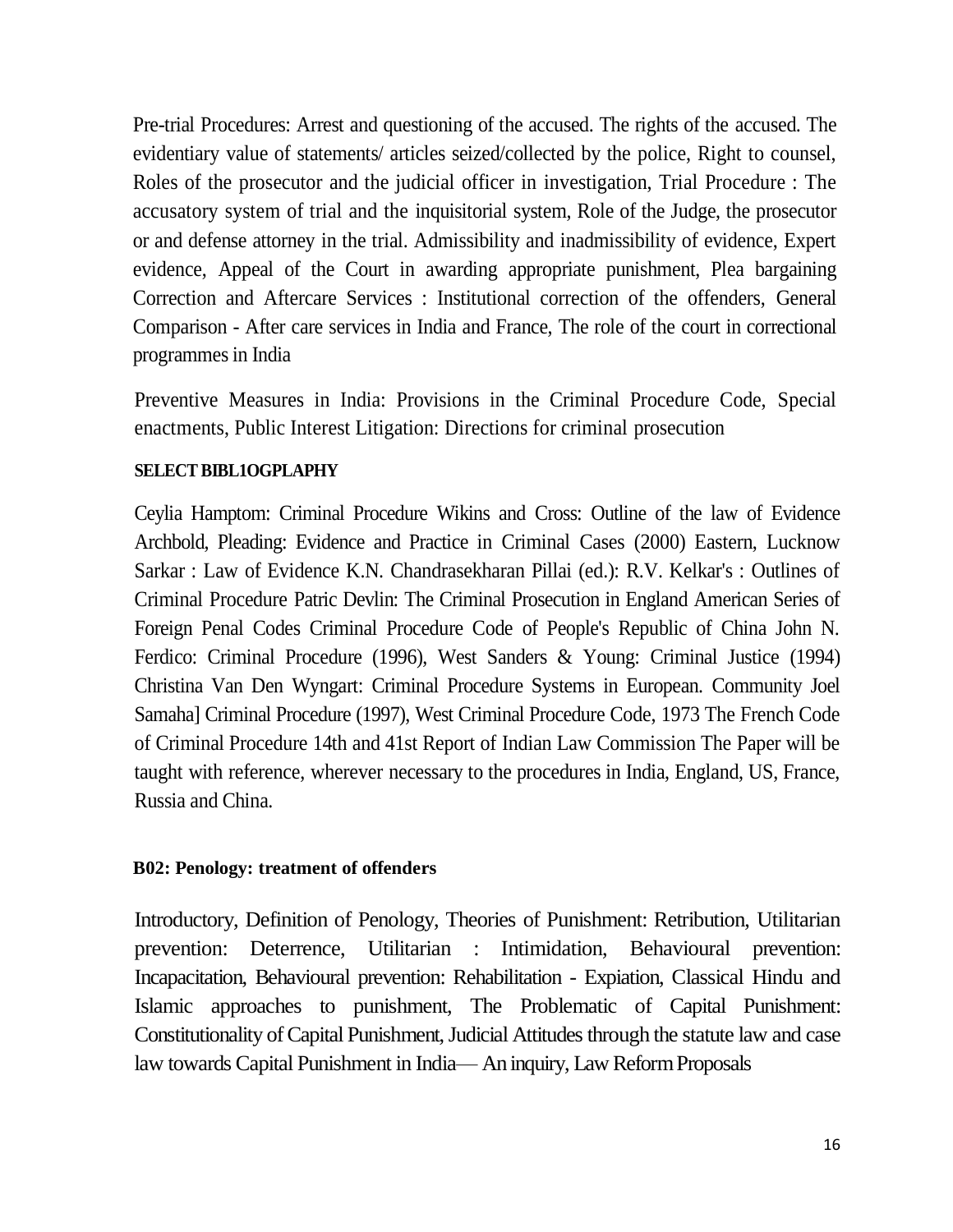Pre-trial Procedures: Arrest and questioning of the accused. The rights of the accused. The evidentiary value of statements/ articles seized/collected by the police, Right to counsel, Roles of the prosecutor and the judicial officer in investigation, Trial Procedure : The accusatory system of trial and the inquisitorial system, Role of the Judge, the prosecutor or and defense attorney in the trial. Admissibility and inadmissibility of evidence, Expert evidence, Appeal of the Court in awarding appropriate punishment, Plea bargaining Correction and Aftercare Services : Institutional correction of the offenders, General Comparison - After care services in India and France, The role of the court in correctional programmes in India

Preventive Measures in India: Provisions in the Criminal Procedure Code, Special enactments, Public Interest Litigation: Directions for criminal prosecution

**SELECT BIBL1OGPLAPHY**

Ceylia Hamptom: Criminal Procedure Wikins and Cross: Outline of the law of Evidence Archbold, Pleading: Evidence and Practice in Criminal Cases (2000) Eastern, Lucknow Sarkar : Law of Evidence K.N. Chandrasekharan Pillai (ed.): R.V. Kelkar's : Outlines of Criminal Procedure Patric Devlin: The Criminal Prosecution in England American Series of Foreign Penal Codes Criminal Procedure Code of People's Republic of China John N. Ferdico: Criminal Procedure (1996), West Sanders & Young: Criminal Justice (1994) Christina Van Den Wyngart: Criminal Procedure Systems in European. Community Joel Samaha] Criminal Procedure (1997), West Criminal Procedure Code, 1973 The French Code of Criminal Procedure 14th and 41st Report of Indian Law Commission The Paper will be taught with reference, wherever necessary to the procedures in India, England, US, France, Russia and China.

**B02: Penology: treatment of offenders**

Introductory, Definition of Penology, Theories of Punishment: Retribution, Utilitarian prevention: Deterrence, Utilitarian : Intimidation, Behavioural prevention: Incapacitation, Behavioural prevention: Rehabilitation - Expiation, Classical Hindu and Islamic approaches to punishment, The Problematic of Capital Punishment: Constitutionality of Capital Punishment, Judicial Attitudes through the statute law and case law towards Capital Punishment in India— An inquiry, Law Reform Proposals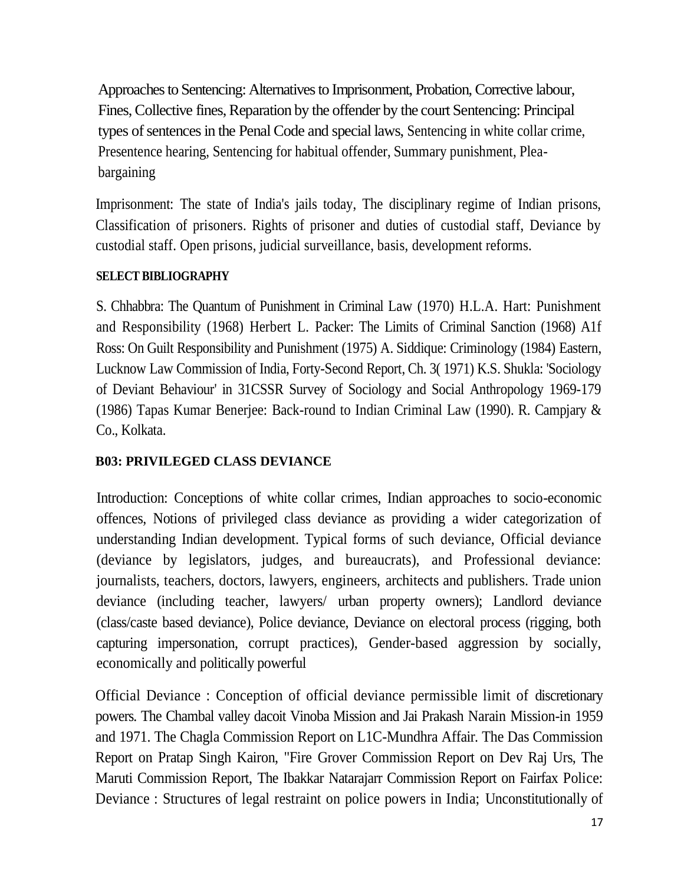Approaches to Sentencing: Alternatives to Imprisonment, Probation, Corrective labour, Fines, Collective fines, Reparation by the offender by the court Sentencing: Principal types of sentences in the Penal Code and special laws, Sentencing in white collar crime, Presentence hearing, Sentencing for habitual offender, Summary punishment, Plea-bargaining

Imprisonment: The state of India's jails today, The disciplinary regime of Indian prisons, Classification of prisoners. Rights of prisoner and duties of custodial staff, Deviance by custodial staff. Open prisons, judicial surveillance, basis, development reforms.

**SELECT BIBLIOGRAPHY**

S. Chhabbra: The Quantum of Punishment in Criminal Law (1970) H.L.A. Hart: Punishment and Responsibility (1968) Herbert L. Packer: The Limits of Criminal Sanction (1968) A1f Ross: On Guilt Responsibility and Punishment (1975) A. Siddique: Criminology (1984) Eastern, Lucknow Law Commission of India, Forty-Second Report, Ch. 3( 1971) K.S. Shukla: 'Sociology of Deviant Behaviour' in 31CSSR Survey of Sociology and Social Anthropology 1969-179 (1986) Tapas Kumar Benerjee: Back-round to Indian Criminal Law (1990). R. Campjary & Co., Kolkata.

**B03: PRIVILEGED CLASS DEVIANCE**

Introduction: Conceptions of white collar crimes, Indian approaches to socio-economic offences, Notions of privileged class deviance as providing a wider categorization of understanding Indian development. Typical forms of such deviance, Official deviance (deviance by legislators, judges, and bureaucrats), and Professional deviance: journalists, teachers, doctors, lawyers, engineers, architects and publishers. Trade union deviance (including teacher, lawyers/ urban property owners); Landlord deviance (class/caste based deviance), Police deviance, Deviance on electoral process (rigging, both capturing impersonation, corrupt practices), Gender-based aggression by socially, economically and politically powerful

Official Deviance : Conception of official deviance permissible limit of discretionary powers. The Chambal valley dacoit Vinoba Mission and Jai Prakash Narain Mission-in 1959 and 1971. The Chagla Commission Report on L1C-Mundhra Affair. The Das Commission Report on Pratap Singh Kairon, "Fire Grover Commission Report on Dev Raj Urs, The Maruti Commission Report, The Ibakkar Natarajarr Commission Report on Fairfax Police: Deviance : Structures of legal restraint on police powers in India; Unconstitutionally of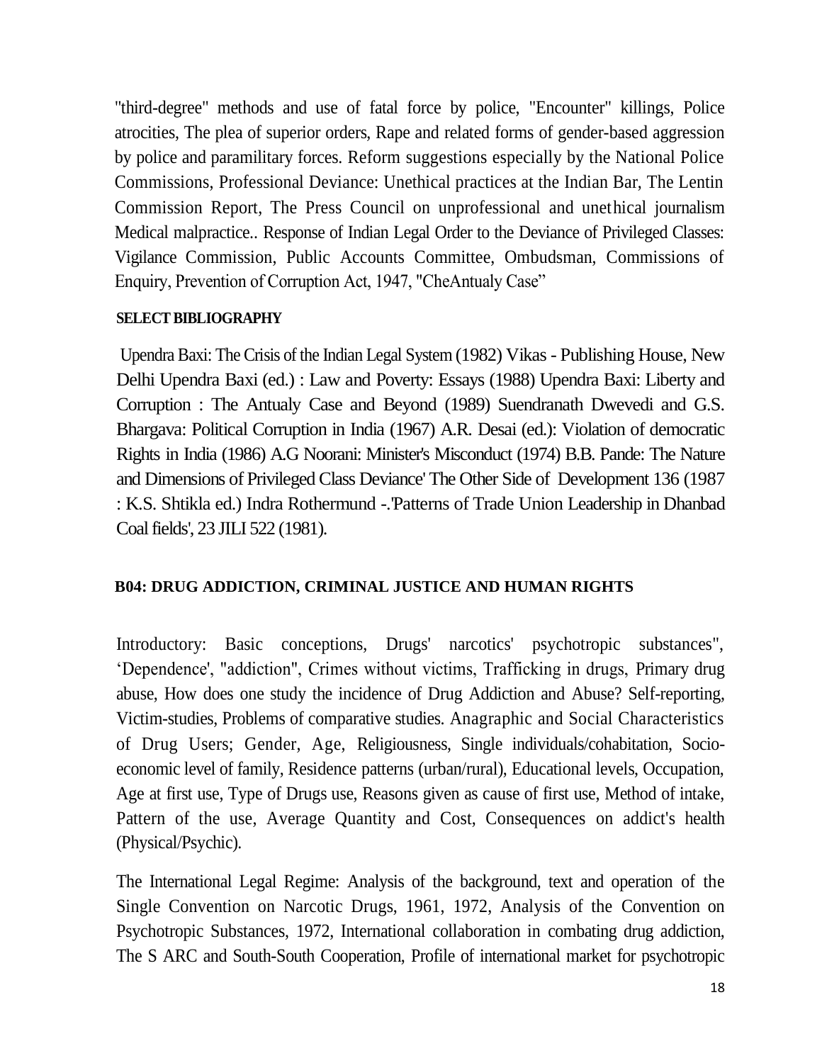"third-degree" methods and use of fatal force by police, "Encounter" killings, Police atrocities, The plea of superior orders, Rape and related forms of gender-based aggression by police and paramilitary forces. Reform suggestions especially by the National Police Commissions, Professional Deviance: Unethical practices at the Indian Bar, The Lentin Commission Report, The Press Council on unprofessional and unethical journalism Medical malpractice.. Response of Indian Legal Order to the Deviance of Privileged Classes: Vigilance Commission, Public Accounts Committee, Ombudsman, Commissions of Enquiry, Prevention of Corruption Act, 1947, "CheAntualy Case"

**SELECT BIBLIOGRAPHY**

Upendra Baxi: The Crisis of the Indian Legal System (1982) Vikas - Publishing House, New Delhi Upendra Baxi (ed.) : Law and Poverty: Essays (1988) Upendra Baxi: Liberty and Corruption : The Antualy Case and Beyond (1989) Suendranath Dwevedi and G.S. Bhargava: Political Corruption in India (1967) A.R. Desai (ed.): Violation of democratic Rights in India (1986) A.G Noorani: Minister's Misconduct (1974) B.B. Pande: The Nature and Dimensions of Privileged Class Deviance' The Other Side of Development 136 (1987 : K.S. Shtikla ed.) Indra Rothermund -.'Patterns of Trade Union Leadership in Dhanbad Coal fields', 23 JILI 522 (1981).

## B04: DRUG ADDICTION, CRIMINAL JUSTICE AND HUMAN RIGHTS

Introductory: Basic conceptions, Drugs' narcotics' psychotropic substances", 'Dependence', "addiction", Crimes without victims, Trafficking in drugs, Primary drug abuse, How does one study the incidence of Drug Addiction and Abuse? Self-reporting, Victim-studies, Problems of comparative studies. Anagraphic and Social Characteristics of Drug Users; Gender, Age, Religiousness, Single individuals/cohabitation, Socio-economic level of family, Residence patterns (urban/rural), Educational levels, Occupation, Age at first use, Type of Drugs use, Reasons given as cause of first use, Method of intake, Pattern of the use, Average Quantity and Cost, Consequences on addict's health (Physical/Psychic).

The International Legal Regime: Analysis of the background, text and operation of the Single Convention on Narcotic Drugs, 1961, 1972, Analysis of the Convention on Psychotropic Substances, 1972, International collaboration in combating drug addiction, The S ARC and South-South Cooperation, Profile of international market for psychotropic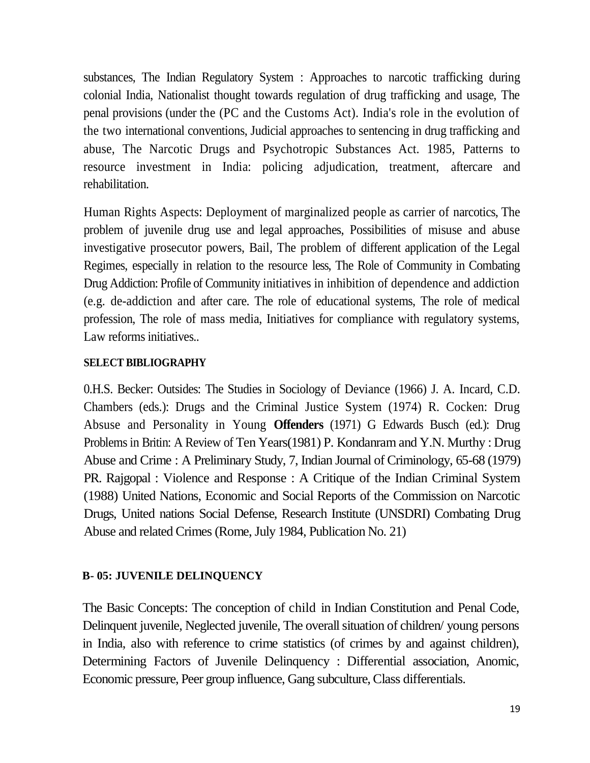substances, The Indian Regulatory System : Approaches to narcotic trafficking during colonial India, Nationalist thought towards regulation of drug trafficking and usage, The penal provisions (under the (PC and the Customs Act). India's role in the evolution of the two international conventions, Judicial approaches to sentencing in drug trafficking and abuse, The Narcotic Drugs and Psychotropic Substances Act. 1985, Patterns to resource investment in India: policing adjudication, treatment, aftercare and rehabilitation.

Human Rights Aspects: Deployment of marginalized people as carrier of narcotics, The problem of juvenile drug use and legal approaches, Possibilities of misuse and abuse investigative prosecutor powers, Bail, The problem of different application of the Legal Regimes, especially in relation to the resource less, The Role of Community in Combating Drug Addiction: Profile of Community initiatives in inhibition of dependence and addiction (e.g. de-addiction and after care. The role of educational systems, The role of medical profession, The role of mass media, Initiatives for compliance with regulatory systems, Law reforms initiatives..

**SELECT BIBLIOGRAPHY**

0.H.S. Becker: Outsides: The Studies in Sociology of Deviance (1966) J. A. Incard, C.D. Chambers (eds.): Drugs and the Criminal Justice System (1974) R. Cocken: Drug Absuse and Personality in Young **Offenders** (1971) G Edwards Busch (ed.): Drug Problems in Britin: A Review of Ten Years(1981) P. Kondanram and Y.N. Murthy : Drug Abuse and Crime : A Preliminary Study, 7, Indian Journal of Criminology, 65-68 (1979) PR. Rajgopal : Violence and Response : A Critique of the Indian Criminal System (1988) United Nations, Economic and Social Reports of the Commission on Narcotic Drugs, United nations Social Defense, Research Institute (UNSDRI) Combating Drug Abuse and related Crimes (Rome, July 1984, Publication No. 21)

## B- 05: JUVENILE DELINQUENCY

The Basic Concepts: The conception of child in Indian Constitution and Penal Code, Delinquent juvenile, Neglected juvenile, The overall situation of children/ young persons in India, also with reference to crime statistics (of crimes by and against children), Determining Factors of Juvenile Delinquency : Differential association, Anomic, Economic pressure, Peer group influence, Gang subculture, Class differentials.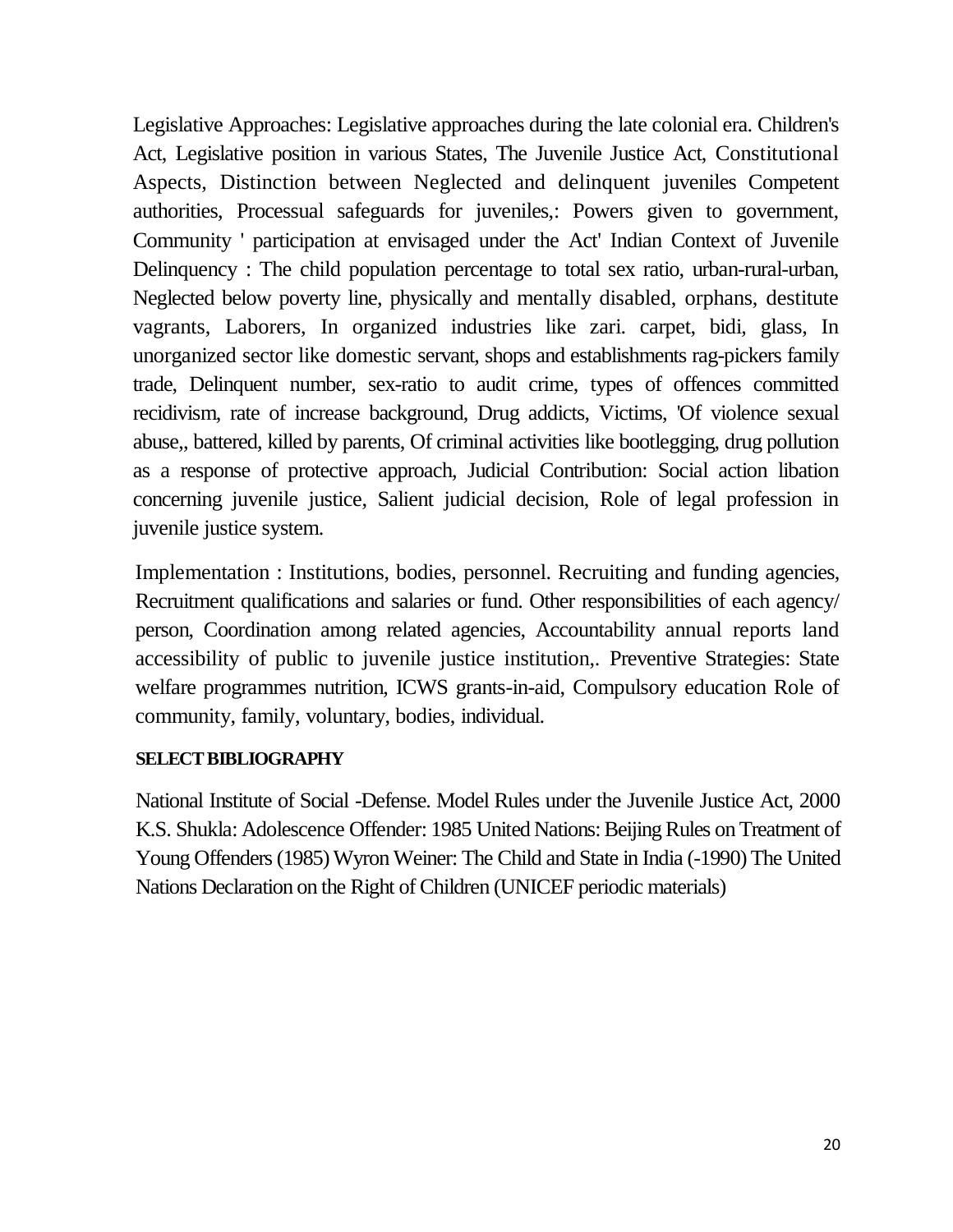Legislative Approaches: Legislative approaches during the late colonial era. Children's Act, Legislative position in various States, The Juvenile Justice Act, Constitutional Aspects, Distinction between Neglected and delinquent juveniles Competent authorities, Processual safeguards for juveniles,: Powers given to government, Community ' participation at envisaged under the Act' Indian Context of Juvenile Delinquency : The child population percentage to total sex ratio, urban-rural-urban, Neglected below poverty line, physically and mentally disabled, orphans, destitute vagrants, Laborers, In organized industries like zari. carpet, bidi, glass, In unorganized sector like domestic servant, shops and establishments rag-pickers family trade, Delinquent number, sex-ratio to audit crime, types of offences committed recidivism, rate of increase background, Drug addicts, Victims, 'Of violence sexual abuse,, battered, killed by parents, Of criminal activities like bootlegging, drug pollution as a response of protective approach, Judicial Contribution: Social action libation concerning juvenile justice, Salient judicial decision, Role of legal profession in juvenile justice system.

Implementation : Institutions, bodies, personnel. Recruiting and funding agencies, Recruitment qualifications and salaries or fund. Other responsibilities of each agency/ person, Coordination among related agencies, Accountability annual reports land accessibility of public to juvenile justice institution,. Preventive Strategies: State welfare programmes nutrition, ICWS grants-in-aid, Compulsory education Role of community, family, voluntary, bodies, individual.

**SELECT BIBLIOGRAPHY**

National Institute of Social -Defense. Model Rules under the Juvenile Justice Act, 2000 K.S. Shukla: Adolescence Offender: 1985 United Nations: Beijing Rules on Treatment of Young Offenders (1985) Wyron Weiner: The Child and State in India (-1990) The United Nations Declaration on the Right of Children (UNICEF periodic materials)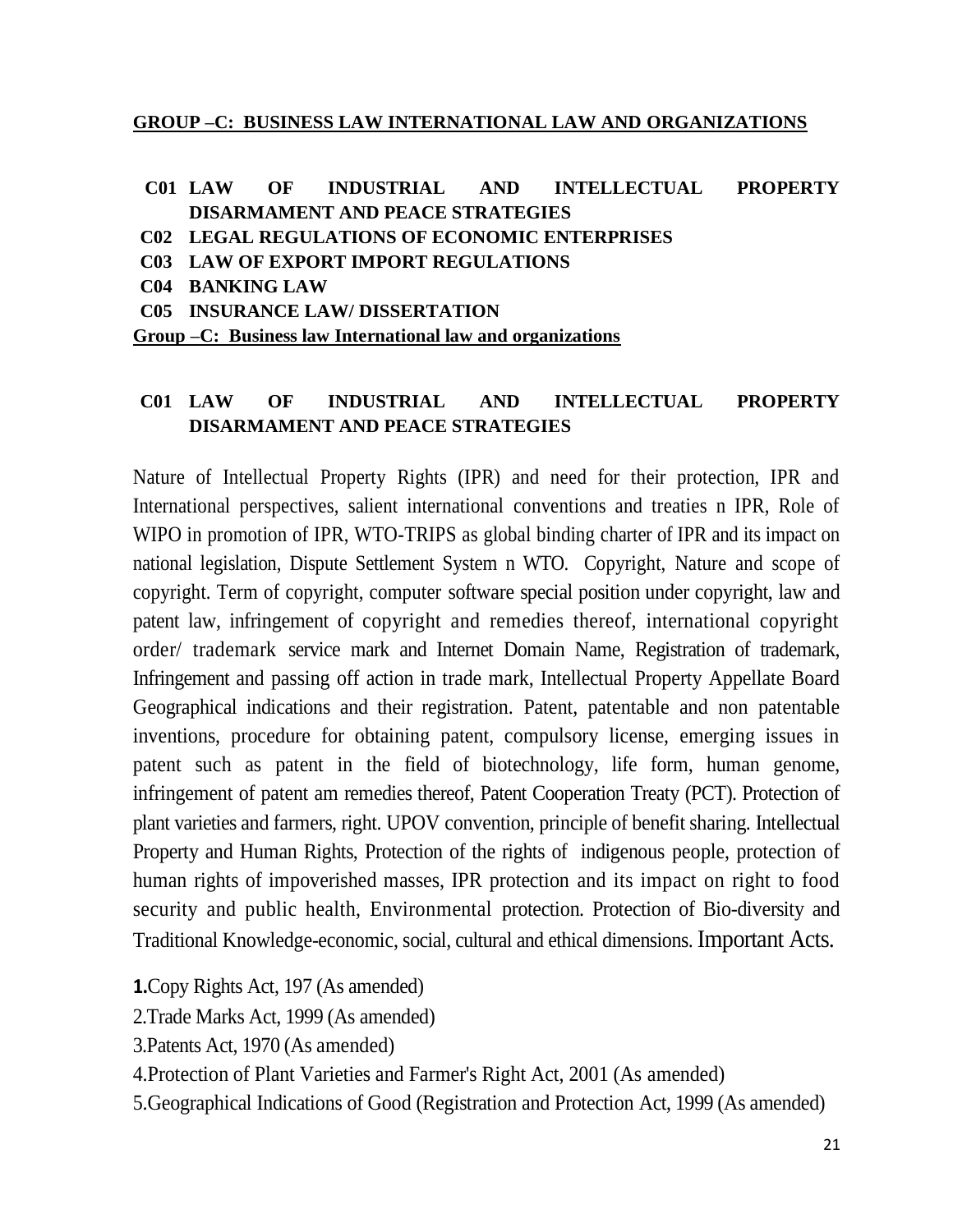## GROUP –C: BUSINESS LAW INTERNATIONAL LAW AND ORGANIZATIONS

**C01 LAW OF INDUSTRIAL AND INTELLECTUAL PROPERTY DISARMAMENT AND PEACE STRATEGIES**

**C02 LEGAL REGULATIONS OF ECONOMIC ENTERPRISES**

**C03 LAW OF EXPORT IMPORT REGULATIONS**

**C04 BANKING LAW**

**C05 INSURANCE LAW/ DISSERTATION**

## Group –C: Business law International law and organizations

### C01 LAW OF INDUSTRIAL AND INTELLECTUAL PROPERTY DISARMAMENT AND PEACE STRATEGIES

Nature of Intellectual Property Rights (IPR) and need for their protection, IPR and International perspectives, salient international conventions and treaties n IPR, Role of WIPO in promotion of IPR, WTO-TRIPS as global binding charter of IPR and its impact on national legislation, Dispute Settlement System n WTO. Copyright, Nature and scope of copyright. Term of copyright, computer software special position under copyright, law and patent law, infringement of copyright and remedies thereof, international copyright order/ trademark service mark and Internet Domain Name, Registration of trademark, Infringement and passing off action in trade mark, Intellectual Property Appellate Board Geographical indications and their registration. Patent, patentable and non patentable inventions, procedure for obtaining patent, compulsory license, emerging issues in patent such as patent in the field of biotechnology, life form, human genome, infringement of patent am remedies thereof, Patent Cooperation Treaty (PCT). Protection of plant varieties and farmers, right. UPOV convention, principle of benefit sharing. Intellectual Property and Human Rights, Protection of the rights of indigenous people, protection of human rights of impoverished masses, IPR protection and its impact on right to food security and public health, Environmental protection. Protection of Bio-diversity and Traditional Knowledge-economic, social, cultural and ethical dimensions. Important Acts.

**1.**Copy Rights Act, 197 (As amended)

2.Trade Marks Act, 1999 (As amended)

3.Patents Act, 1970 (As amended)

4.Protection of Plant Varieties and Farmer's Right Act, 2001 (As amended)

5.Geographical Indications of Good (Registration and Protection Act, 1999 (As amended)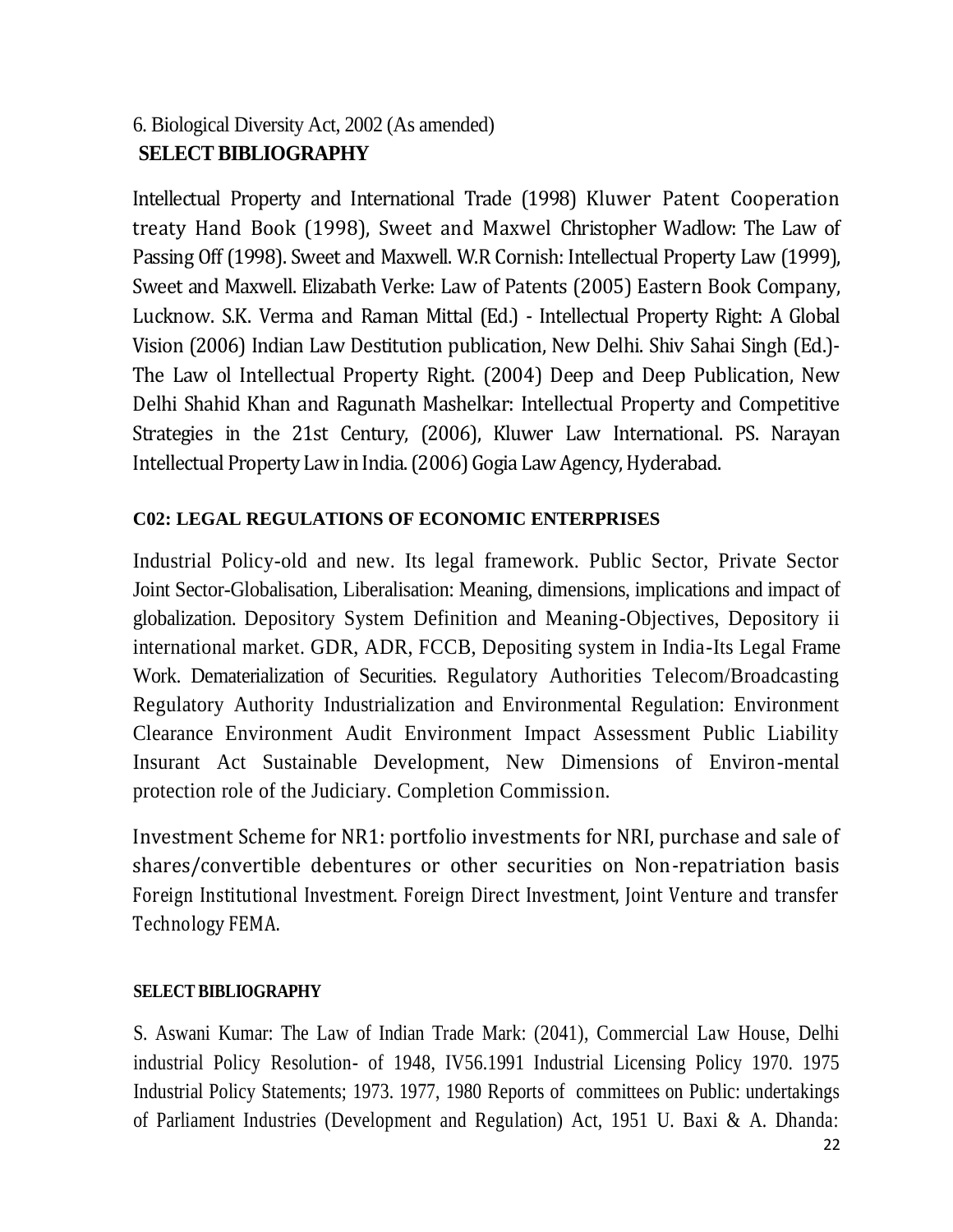6. Biological Diversity Act, 2002 (As amended)

**SELECT BIBLIOGRAPHY**

Intellectual Property and International Trade (1998) Kluwer Patent Cooperation treaty Hand Book (1998), Sweet and Maxwel Christopher Wadlow: The Law of Passing Off (1998). Sweet and Maxwell. W.R Cornish: Intellectual Property Law (1999), Sweet and Maxwell. Elizabath Verke: Law of Patents (2005) Eastern Book Company, Lucknow. S.K. Verma and Raman Mittal (Ed.) - Intellectual Property Right: A Global Vision (2006) Indian Law Destitution publication, New Delhi. Shiv Sahai Singh (Ed.)- The Law ol Intellectual Property Right. (2004) Deep and Deep Publication, New Delhi Shahid Khan and Ragunath Mashelkar: Intellectual Property and Competitive Strategies in the 21st Century, (2006), Kluwer Law International. PS. Narayan Intellectual Property Law in India. (2006) Gogia Law Agency, Hyderabad.

**C02: LEGAL REGULATIONS OF ECONOMIC ENTERPRISES**

Industrial Policy-old and new. Its legal framework. Public Sector, Private Sector Joint Sector-Globalisation, Liberalisation: Meaning, dimensions, implications and impact of globalization. Depository System Definition and Meaning-Objectives, Depository ii international market. GDR, ADR, FCCB, Depositing system in India-Its Legal Frame Work. Dematerialization of Securities. Regulatory Authorities Telecom/Broadcasting Regulatory Authority Industrialization and Environmental Regulation: Environment Clearance Environment Audit Environment Impact Assessment Public Liability Insurant Act Sustainable Development, New Dimensions of Environ-mental protection role of the Judiciary. Completion Commission.

Investment Scheme for NR1: portfolio investments for NRI, purchase and sale of shares/convertible debentures or other securities on Non-repatriation basis Foreign Institutional Investment. Foreign Direct Investment, Joint Venture and transfer Technology FEMA.

**SELECT BIBLIOGRAPHY**

S. Aswani Kumar: The Law of Indian Trade Mark: (2041), Commercial Law House, Delhi industrial Policy Resolution- of 1948, IV56.1991 Industrial Licensing Policy 1970. 1975 Industrial Policy Statements; 1973. 1977, 1980 Reports of committees on Public: undertakings of Parliament Industries (Development and Regulation) Act, 1951 U. Baxi & A. Dhanda: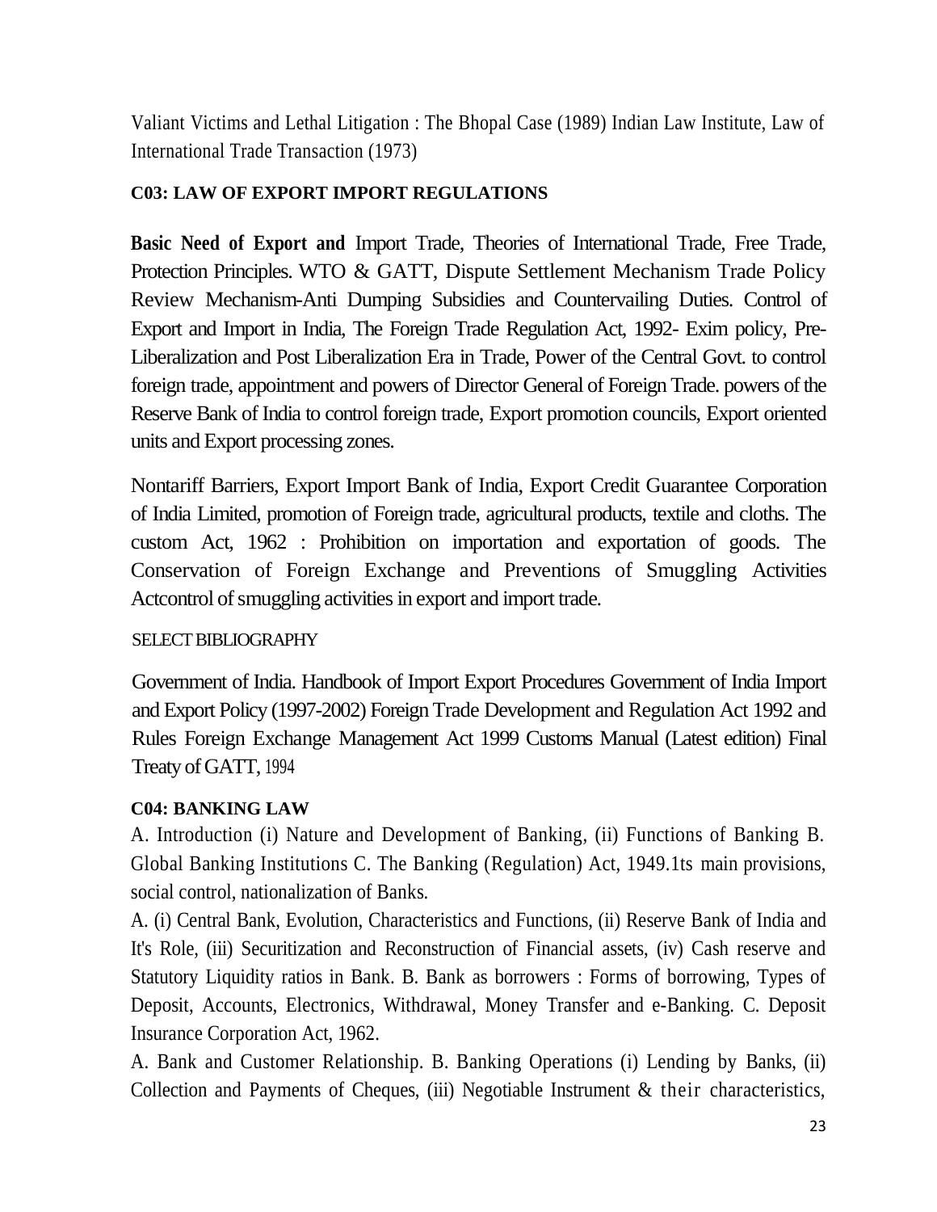Valiant Victims and Lethal Litigation : The Bhopal Case (1989) Indian Law Institute, Law of International Trade Transaction (1973)

**C03: LAW OF EXPORT IMPORT REGULATIONS**

**Basic Need of Export and** Import Trade, Theories of International Trade, Free Trade, Protection Principles. WTO & GATT, Dispute Settlement Mechanism Trade Policy Review Mechanism-Anti Dumping Subsidies and Countervailing Duties. Control of Export and Import in India, The Foreign Trade Regulation Act, 1992- Exim policy, Pre-Liberalization and Post Liberalization Era in Trade, Power of the Central Govt. to control foreign trade, appointment and powers of Director General of Foreign Trade. powers of the Reserve Bank of India to control foreign trade, Export promotion councils, Export oriented units and Export processing zones.

Nontariff Barriers, Export Import Bank of India, Export Credit Guarantee Corporation of India Limited, promotion of Foreign trade, agricultural products, textile and cloths. The custom Act, 1962 : Prohibition on importation and exportation of goods. The Conservation of Foreign Exchange and Preventions of Smuggling Activities Actcontrol of smuggling activities in export and import trade.

SELECT BIBLIOGRAPHY

Government of India. Handbook of Import Export Procedures Government of India Import and Export Policy (1997-2002) Foreign Trade Development and Regulation Act 1992 and Rules Foreign Exchange Management Act 1999 Customs Manual (Latest edition) Final Treaty of GATT, 1994

**C04: BANKING LAW**

A. Introduction (i) Nature and Development of Banking, (ii) Functions of Banking B. Global Banking Institutions C. The Banking (Regulation) Act, 1949.1ts main provisions, social control, nationalization of Banks.

A. (i) Central Bank, Evolution, Characteristics and Functions, (ii) Reserve Bank of India and It's Role, (iii) Securitization and Reconstruction of Financial assets, (iv) Cash reserve and Statutory Liquidity ratios in Bank. B. Bank as borrowers : Forms of borrowing, Types of Deposit, Accounts, Electronics, Withdrawal, Money Transfer and e-Banking. C. Deposit Insurance Corporation Act, 1962.

A. Bank and Customer Relationship. B. Banking Operations (i) Lending by Banks, (ii) Collection and Payments of Cheques, (iii) Negotiable Instrument & their characteristics,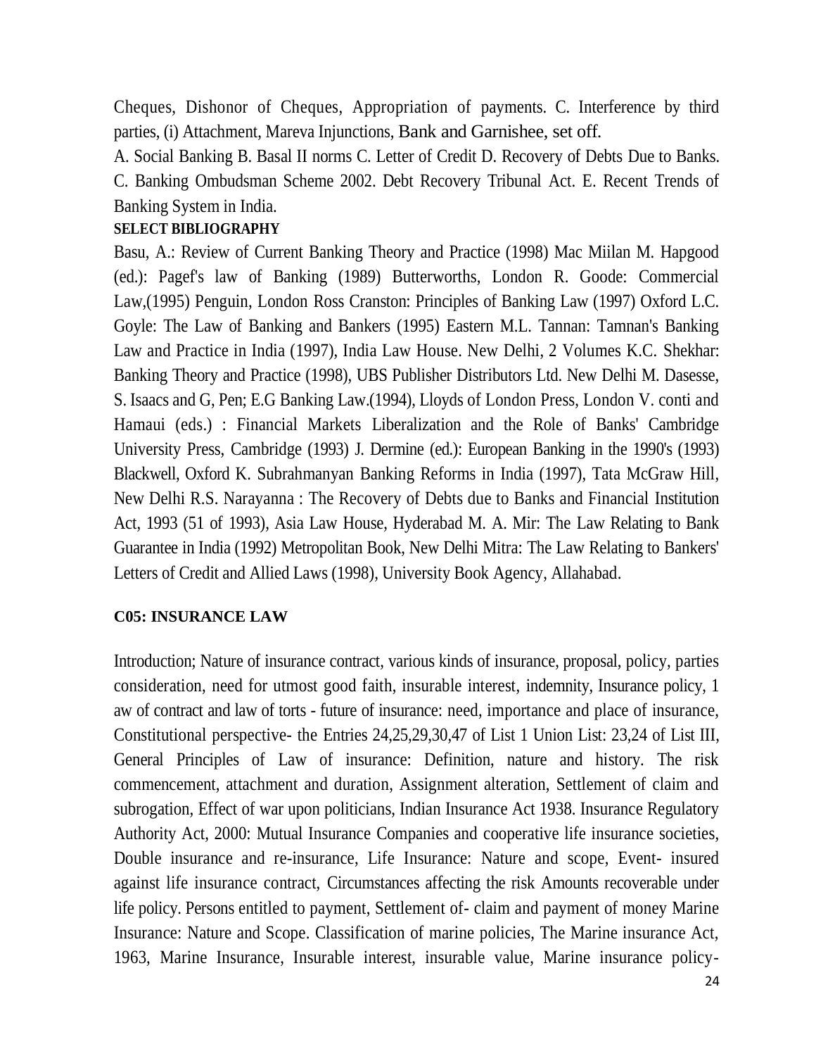Cheques, Dishonor of Cheques, Appropriation of payments. C. Interference by third parties, (i) Attachment, Mareva Injunctions, Bank and Garnishee, set off.

A. Social Banking B. Basal II norms C. Letter of Credit D. Recovery of Debts Due to Banks. C. Banking Ombudsman Scheme 2002. Debt Recovery Tribunal Act. E. Recent Trends of Banking System in India.

**SELECT BIBLIOGRAPHY**

Basu, A.: Review of Current Banking Theory and Practice (1998) Mac Miilan M. Hapgood (ed.): Pagef's law of Banking (1989) Butterworths, London R. Goode: Commercial Law,(1995) Penguin, London Ross Cranston: Principles of Banking Law (1997) Oxford L.C. Goyle: The Law of Banking and Bankers (1995) Eastern M.L. Tannan: Tamnan's Banking Law and Practice in India (1997), India Law House. New Delhi, 2 Volumes K.C. Shekhar: Banking Theory and Practice (1998), UBS Publisher Distributors Ltd. New Delhi M. Dasesse, S. Isaacs and G, Pen; E.G Banking Law.(1994), Lloyds of London Press, London V. conti and Hamaui (eds.) : Financial Markets Liberalization and the Role of Banks' Cambridge University Press, Cambridge (1993) J. Dermine (ed.): European Banking in the 1990's (1993) Blackwell, Oxford K. Subrahmanyan Banking Reforms in India (1997), Tata McGraw Hill, New Delhi R.S. Narayanna : The Recovery of Debts due to Banks and Financial Institution Act, 1993 (51 of 1993), Asia Law House, Hyderabad M. A. Mir: The Law Relating to Bank Guarantee in India (1992) Metropolitan Book, New Delhi Mitra: The Law Relating to Bankers' Letters of Credit and Allied Laws (1998), University Book Agency, Allahabad.

## C05: INSURANCE LAW

Introduction; Nature of insurance contract, various kinds of insurance, proposal, policy, parties consideration, need for utmost good faith, insurable interest, indemnity, Insurance policy, 1 aw of contract and law of torts - future of insurance: need, importance and place of insurance, Constitutional perspective- the Entries 24,25,29,30,47 of List 1 Union List: 23,24 of List III, General Principles of Law of insurance: Definition, nature and history. The risk commencement, attachment and duration, Assignment alteration, Settlement of claim and subrogation, Effect of war upon politicians, Indian Insurance Act 1938. Insurance Regulatory Authority Act, 2000: Mutual Insurance Companies and cooperative life insurance societies, Double insurance and re-insurance, Life Insurance: Nature and scope, Event- insured against life insurance contract, Circumstances affecting the risk Amounts recoverable under life policy. Persons entitled to payment, Settlement of- claim and payment of money Marine Insurance: Nature and Scope. Classification of marine policies, The Marine insurance Act, 1963, Marine Insurance, Insurable interest, insurable value, Marine insurance policy-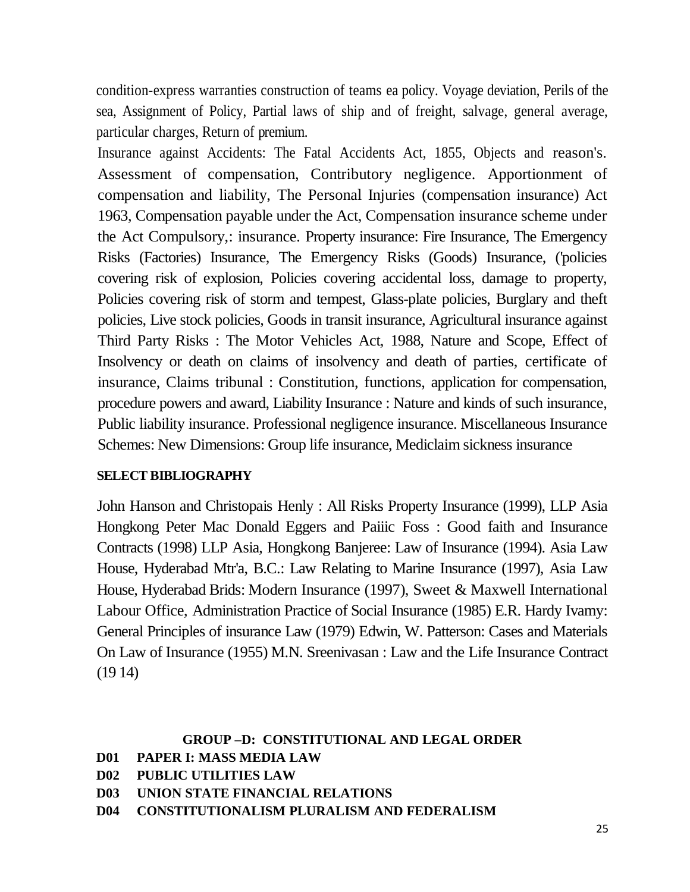condition-express warranties construction of teams ea policy. Voyage deviation, Perils of the sea, Assignment of Policy, Partial laws of ship and of freight, salvage, general average, particular charges, Return of premium.

Insurance against Accidents: The Fatal Accidents Act, 1855, Objects and reason's. Assessment of compensation, Contributory negligence. Apportionment of compensation and liability, The Personal Injuries (compensation insurance) Act 1963, Compensation payable under the Act, Compensation insurance scheme under the Act Compulsory,: insurance. Property insurance: Fire Insurance, The Emergency Risks (Factories) Insurance, The Emergency Risks (Goods) Insurance, ('policies covering risk of explosion, Policies covering accidental loss, damage to property, Policies covering risk of storm and tempest, Glass-plate policies, Burglary and theft policies, Live stock policies, Goods in transit insurance, Agricultural insurance against Third Party Risks : The Motor Vehicles Act, 1988, Nature and Scope, Effect of Insolvency or death on claims of insolvency and death of parties, certificate of insurance, Claims tribunal : Constitution, functions, application for compensation, procedure powers and award, Liability Insurance : Nature and kinds of such insurance, Public liability insurance. Professional negligence insurance. Miscellaneous Insurance Schemes: New Dimensions: Group life insurance, Mediclaim sickness insurance

**SELECT BIBLIOGRAPHY**

John Hanson and Christopais Henly : All Risks Property Insurance (1999), LLP Asia Hongkong Peter Mac Donald Eggers and Paiiic Foss : Good faith and Insurance Contracts (1998) LLP Asia, Hongkong Banjeree: Law of Insurance (1994). Asia Law House, Hyderabad Mtr'a, B.C.: Law Relating to Marine Insurance (1997), Asia Law House, Hyderabad Brids: Modern Insurance (1997), Sweet & Maxwell International Labour Office, Administration Practice of Social Insurance (1985) E.R. Hardy Ivamy: General Principles of insurance Law (1979) Edwin, W. Patterson: Cases and Materials On Law of Insurance (1955) M.N. Sreenivasan : Law and the Life Insurance Contract (19 14)

## GROUP –D: CONSTITUTIONAL AND LEGAL ORDER

**D01 PAPER I: MASS MEDIA LAW**

**D02 PUBLIC UTILITIES LAW**

**D03 UNION STATE FINANCIAL RELATIONS**

**D04 CONSTITUTIONALISM PLURALISM AND FEDERALISM**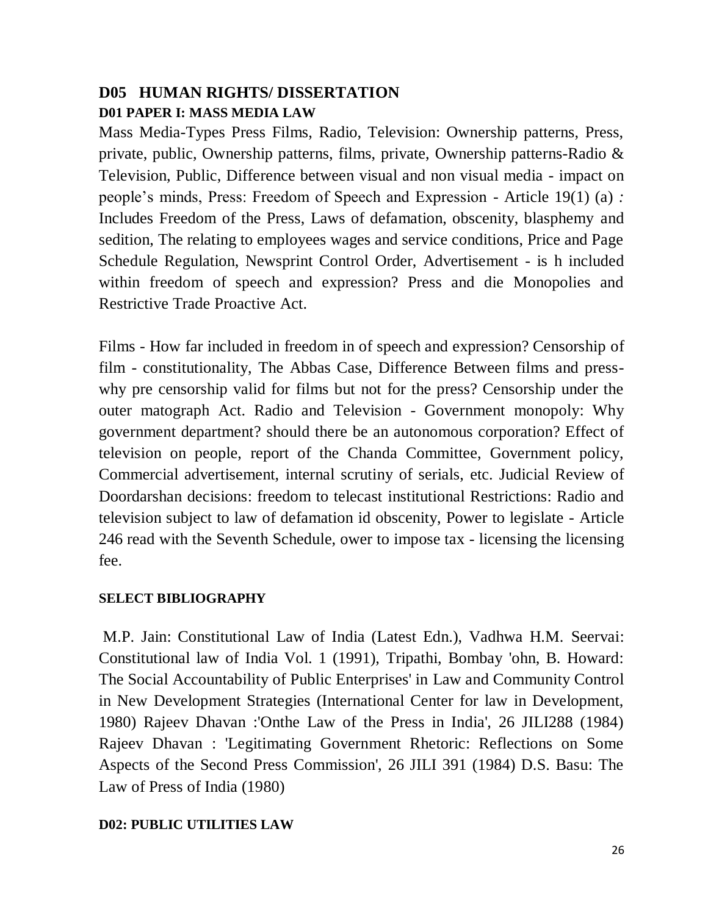## D05 HUMAN RIGHTS/ DISSERTATION

### D01 PAPER I: MASS MEDIA LAW

Mass Media-Types Press Films, Radio, Television: Ownership patterns, Press, private, public, Ownership patterns, films, private, Ownership patterns-Radio & Television, Public, Difference between visual and non visual media - impact on people's minds, Press: Freedom of Speech and Expression - Article 19(1) (a) *:* Includes Freedom of the Press, Laws of defamation, obscenity, blasphemy and sedition, The relating to employees wages and service conditions, Price and Page Schedule Regulation, Newsprint Control Order, Advertisement - is h included within freedom of speech and expression? Press and die Monopolies and Restrictive Trade Proactive Act.

Films - How far included in freedom in of speech and expression? Censorship of film - constitutionality, The Abbas Case, Difference Between films and press-why pre censorship valid for films but not for the press? Censorship under the outer matograph Act. Radio and Television - Government monopoly: Why government department? should there be an autonomous corporation? Effect of television on people, report of the Chanda Committee, Government policy, Commercial advertisement, internal scrutiny of serials, etc. Judicial Review of Doordarshan decisions: freedom to telecast institutional Restrictions: Radio and television subject to law of defamation id obscenity, Power to legislate - Article 246 read with the Seventh Schedule, ower to impose tax - licensing the licensing fee.

#### SELECT BIBLIOGRAPHY

M.P. Jain: Constitutional Law of India (Latest Edn.), Vadhwa H.M. Seervai: Constitutional law of India Vol. 1 (1991), Tripathi, Bombay 'ohn, B. Howard: The Social Accountability of Public Enterprises' in Law and Community Control in New Development Strategies (International Center for law in Development, 1980) Rajeev Dhavan :'Onthe Law of the Press in India', 26 JILI288 (1984) Rajeev Dhavan : 'Legitimating Government Rhetoric: Reflections on Some Aspects of the Second Press Commission', 26 JILI 391 (1984) D.S. Basu: The Law of Press of India (1980)

### D02: PUBLIC UTILITIES LAW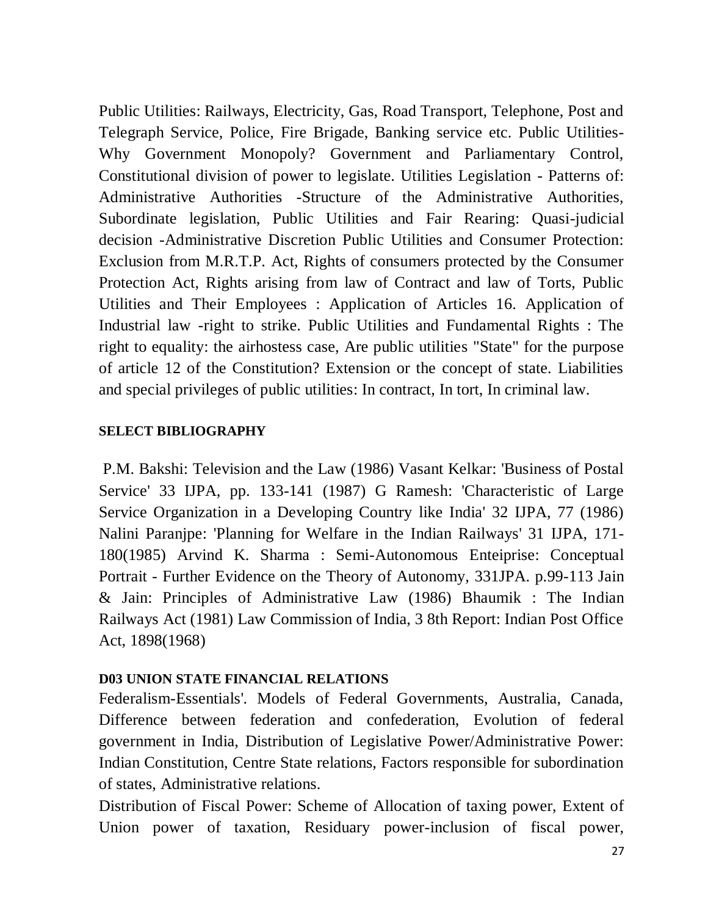Public Utilities: Railways, Electricity, Gas, Road Transport, Telephone, Post and Telegraph Service, Police, Fire Brigade, Banking service etc. Public Utilities-Why Government Monopoly? Government and Parliamentary Control, Constitutional division of power to legislate. Utilities Legislation - Patterns of: Administrative Authorities -Structure of the Administrative Authorities, Subordinate legislation, Public Utilities and Fair Rearing: Quasi-judicial decision -Administrative Discretion Public Utilities and Consumer Protection: Exclusion from M.R.T.P. Act, Rights of consumers protected by the Consumer Protection Act, Rights arising from law of Contract and law of Torts, Public Utilities and Their Employees : Application of Articles 16. Application of Industrial law -right to strike. Public Utilities and Fundamental Rights : The right to equality: the airhostess case, Are public utilities "State" for the purpose of article 12 of the Constitution? Extension or the concept of state. Liabilities and special privileges of public utilities: In contract, In tort, In criminal law.

#### SELECT BIBLIOGRAPHY

P.M. Bakshi: Television and the Law (1986) Vasant Kelkar: 'Business of Postal Service' 33 IJPA, pp. 133-141 (1987) G Ramesh: 'Characteristic of Large Service Organization in a Developing Country like India' 32 IJPA, 77 (1986) Nalini Paranjpe: 'Planning for Welfare in the Indian Railways' 31 IJPA, 171-180(1985) Arvind K. Sharma : Semi-Autonomous Enteiprise: Conceptual Portrait - Further Evidence on the Theory of Autonomy, 331JPA. p.99-113 Jain & Jain: Principles of Administrative Law (1986) Bhaumik : The Indian Railways Act (1981) Law Commission of India, 3 8th Report: Indian Post Office Act, 1898(1968)

#### D03 UNION STATE FINANCIAL RELATIONS

Federalism-Essentials'. Models of Federal Governments, Australia, Canada, Difference between federation and confederation, Evolution of federal government in India, Distribution of Legislative Power/Administrative Power: Indian Constitution, Centre State relations, Factors responsible for subordination of states, Administrative relations.

Distribution of Fiscal Power: Scheme of Allocation of taxing power, Extent of Union power of taxation, Residuary power-inclusion of fiscal power,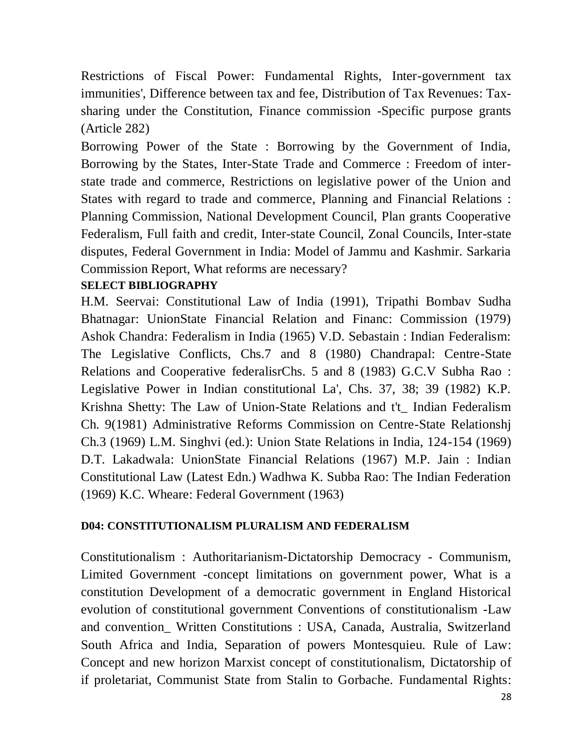Restrictions of Fiscal Power: Fundamental Rights, Inter-government tax immunities', Difference between tax and fee, Distribution of Tax Revenues: Tax-sharing under the Constitution, Finance commission -Specific purpose grants (Article 282)

Borrowing Power of the State : Borrowing by the Government of India, Borrowing by the States, Inter-State Trade and Commerce : Freedom of inter-state trade and commerce, Restrictions on legislative power of the Union and States with regard to trade and commerce, Planning and Financial Relations : Planning Commission, National Development Council, Plan grants Cooperative Federalism, Full faith and credit, Inter-state Council, Zonal Councils, Inter-state disputes, Federal Government in India: Model of Jammu and Kashmir. Sarkaria Commission Report, What reforms are necessary?

**SELECT BIBLIOGRAPHY**

H.M. Seervai: Constitutional Law of India (1991), Tripathi Bombav Sudha Bhatnagar: UnionState Financial Relation and Financ: Commission (1979) Ashok Chandra: Federalism in India (1965) V.D. Sebastain : Indian Federalism: The Legislative Conflicts, Chs.7 and 8 (1980) Chandrapal: Centre-State Relations and Cooperative federalisrChs. 5 and 8 (1983) G.C.V Subha Rao : Legislative Power in Indian constitutional La', Chs. 37, 38; 39 (1982) K.P. Krishna Shetty: The Law of Union-State Relations and t't_ Indian Federalism Ch. 9(1981) Administrative Reforms Commission on Centre-State Relationshj Ch.3 (1969) L.M. Singhvi (ed.): Union State Relations in India, 124-154 (1969) D.T. Lakadwala: UnionState Financial Relations (1967) M.P. Jain : Indian Constitutional Law (Latest Edn.) Wadhwa K. Subba Rao: The Indian Federation (1969) K.C. Wheare: Federal Government (1963)

**D04: CONSTITUTIONALISM PLURALISM AND FEDERALISM**

Constitutionalism : Authoritarianism-Dictatorship Democracy - Communism, Limited Government -concept limitations on government power, What is a constitution Development of a democratic government in England Historical evolution of constitutional government Conventions of constitutionalism -Law and convention_ Written Constitutions : USA, Canada, Australia, Switzerland South Africa and India, Separation of powers Montesquieu. Rule of Law: Concept and new horizon Marxist concept of constitutionalism, Dictatorship of if proletariat, Communist State from Stalin to Gorbache. Fundamental Rights: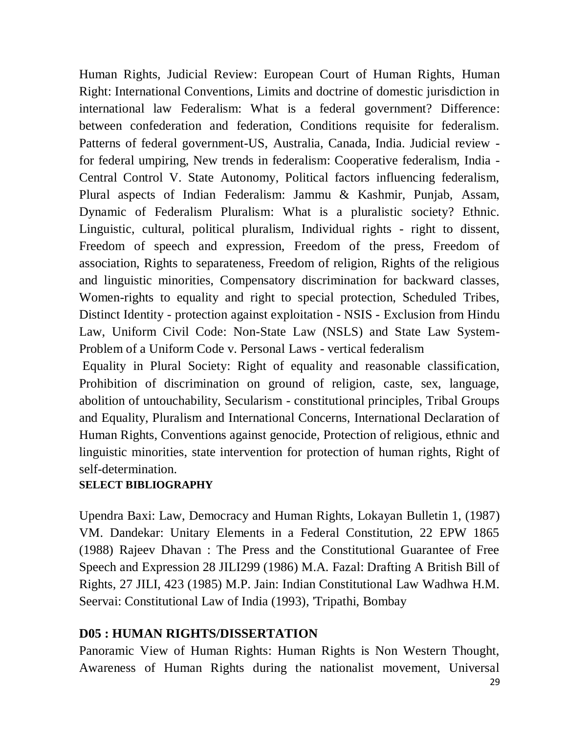Human Rights, Judicial Review: European Court of Human Rights, Human Right: International Conventions, Limits and doctrine of domestic jurisdiction in international law Federalism: What is a federal government? Difference: between confederation and federation, Conditions requisite for federalism. Patterns of federal government-US, Australia, Canada, India. Judicial review - for federal umpiring, New trends in federalism: Cooperative federalism, India - Central Control V. State Autonomy, Political factors influencing federalism, Plural aspects of Indian Federalism: Jammu & Kashmir, Punjab, Assam, Dynamic of Federalism Pluralism: What is a pluralistic society? Ethnic. Linguistic, cultural, political pluralism, Individual rights - right to dissent, Freedom of speech and expression, Freedom of the press, Freedom of association, Rights to separateness, Freedom of religion, Rights of the religious and linguistic minorities, Compensatory discrimination for backward classes, Women-rights to equality and right to special protection, Scheduled Tribes, Distinct Identity - protection against exploitation - NSIS - Exclusion from Hindu Law, Uniform Civil Code: Non-State Law (NSLS) and State Law System-Problem of a Uniform Code v. Personal Laws - vertical federalism

Equality in Plural Society: Right of equality and reasonable classification, Prohibition of discrimination on ground of religion, caste, sex, language, abolition of untouchability, Secularism - constitutional principles, Tribal Groups and Equality, Pluralism and International Concerns, International Declaration of Human Rights, Conventions against genocide, Protection of religious, ethnic and linguistic minorities, state intervention for protection of human rights, Right of self-determination.

**SELECT BIBLIOGRAPHY**

Upendra Baxi: Law, Democracy and Human Rights, Lokayan Bulletin 1, (1987) VM. Dandekar: Unitary Elements in a Federal Constitution, 22 EPW 1865 (1988) Rajeev Dhavan : The Press and the Constitutional Guarantee of Free Speech and Expression 28 JILI299 (1986) M.A. Fazal: Drafting A British Bill of Rights, 27 JILI, 423 (1985) M.P. Jain: Indian Constitutional Law Wadhwa H.M. Seervai: Constitutional Law of India (1993), 'Tripathi, Bombay

## D05 : HUMAN RIGHTS/DISSERTATION

Panoramic View of Human Rights: Human Rights is Non Western Thought, Awareness of Human Rights during the nationalist movement, Universal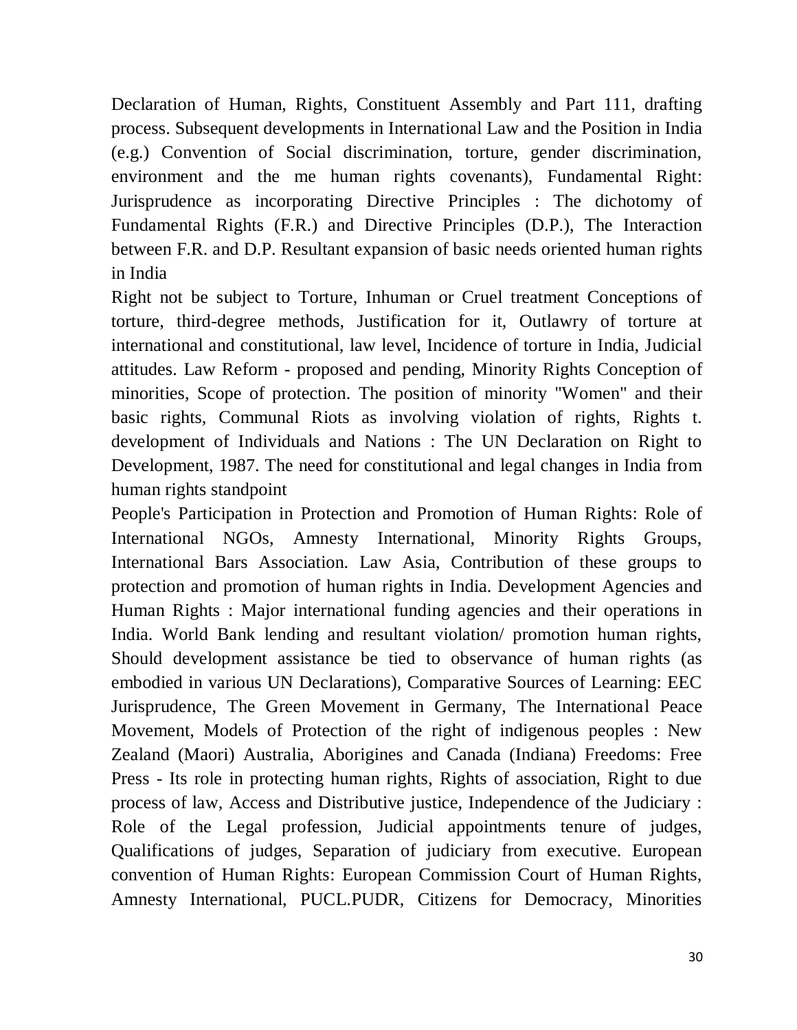Declaration of Human, Rights, Constituent Assembly and Part 111, drafting process. Subsequent developments in International Law and the Position in India (e.g.) Convention of Social discrimination, torture, gender discrimination, environment and the me human rights covenants), Fundamental Right: Jurisprudence as incorporating Directive Principles : The dichotomy of Fundamental Rights (F.R.) and Directive Principles (D.P.), The Interaction between F.R. and D.P. Resultant expansion of basic needs oriented human rights in India

Right not be subject to Torture, Inhuman or Cruel treatment Conceptions of torture, third-degree methods, Justification for it, Outlawry of torture at international and constitutional, law level, Incidence of torture in India, Judicial attitudes. Law Reform - proposed and pending, Minority Rights Conception of minorities, Scope of protection. The position of minority "Women" and their basic rights, Communal Riots as involving violation of rights, Rights t. development of Individuals and Nations : The UN Declaration on Right to Development, 1987. The need for constitutional and legal changes in India from human rights standpoint

People's Participation in Protection and Promotion of Human Rights: Role of International NGOs, Amnesty International, Minority Rights Groups, International Bars Association. Law Asia, Contribution of these groups to protection and promotion of human rights in India. Development Agencies and Human Rights : Major international funding agencies and their operations in India. World Bank lending and resultant violation/ promotion human rights, Should development assistance be tied to observance of human rights (as embodied in various UN Declarations), Comparative Sources of Learning: EEC Jurisprudence, The Green Movement in Germany, The International Peace Movement, Models of Protection of the right of indigenous peoples : New Zealand (Maori) Australia, Aborigines and Canada (Indiana) Freedoms: Free Press - Its role in protecting human rights, Rights of association, Right to due process of law, Access and Distributive justice, Independence of the Judiciary : Role of the Legal profession, Judicial appointments tenure of judges, Qualifications of judges, Separation of judiciary from executive. European convention of Human Rights: European Commission Court of Human Rights, Amnesty International, PUCL.PUDR, Citizens for Democracy, Minorities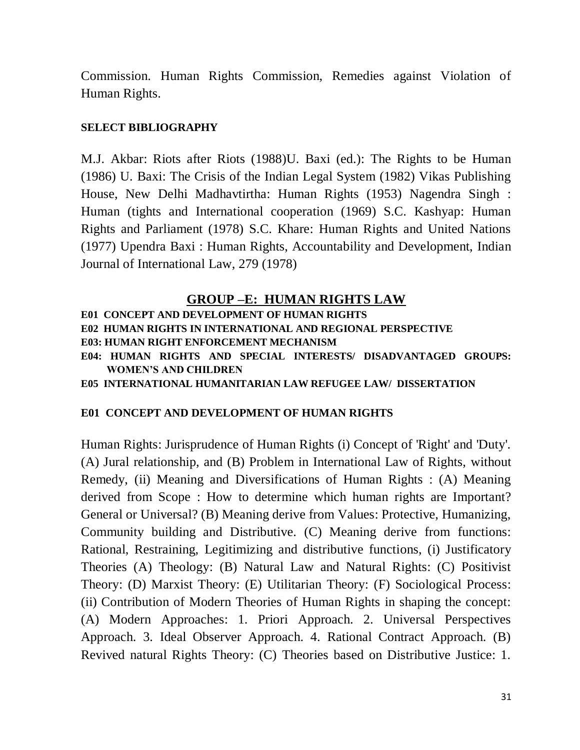Commission. Human Rights Commission, Remedies against Violation of Human Rights.

**SELECT BIBLIOGRAPHY**

M.J. Akbar: Riots after Riots (1988)U. Baxi (ed.): The Rights to be Human (1986) U. Baxi: The Crisis of the Indian Legal System (1982) Vikas Publishing House, New Delhi Madhavtirtha: Human Rights (1953) Nagendra Singh : Human (tights and International cooperation (1969) S.C. Kashyap: Human Rights and Parliament (1978) S.C. Khare: Human Rights and United Nations (1977) Upendra Baxi : Human Rights, Accountability and Development, Indian Journal of International Law, 279 (1978)

## GROUP –E: HUMAN RIGHTS LAW

**E01 CONCEPT AND DEVELOPMENT OF HUMAN RIGHTS**
**E02 HUMAN RIGHTS IN INTERNATIONAL AND REGIONAL PERSPECTIVE**
**E03: HUMAN RIGHT ENFORCEMENT MECHANISM**
**E04: HUMAN RIGHTS AND SPECIAL INTERESTS/ DISADVANTAGED GROUPS: WOMEN'S AND CHILDREN**
**E05 INTERNATIONAL HUMANITARIAN LAW REFUGEE LAW/ DISSERTATION**

### E01 CONCEPT AND DEVELOPMENT OF HUMAN RIGHTS

Human Rights: Jurisprudence of Human Rights (i) Concept of 'Right' and 'Duty'. (A) Jural relationship, and (B) Problem in International Law of Rights, without Remedy, (ii) Meaning and Diversifications of Human Rights : (A) Meaning derived from Scope : How to determine which human rights are Important? General or Universal? (B) Meaning derive from Values: Protective, Humanizing, Community building and Distributive. (C) Meaning derive from functions: Rational, Restraining, Legitimizing and distributive functions, (i) Justificatory Theories (A) Theology: (B) Natural Law and Natural Rights: (C) Positivist Theory: (D) Marxist Theory: (E) Utilitarian Theory: (F) Sociological Process: (ii) Contribution of Modern Theories of Human Rights in shaping the concept: (A) Modern Approaches: 1. Priori Approach. 2. Universal Perspectives Approach. 3. Ideal Observer Approach. 4. Rational Contract Approach. (B) Revived natural Rights Theory: (C) Theories based on Distributive Justice: 1.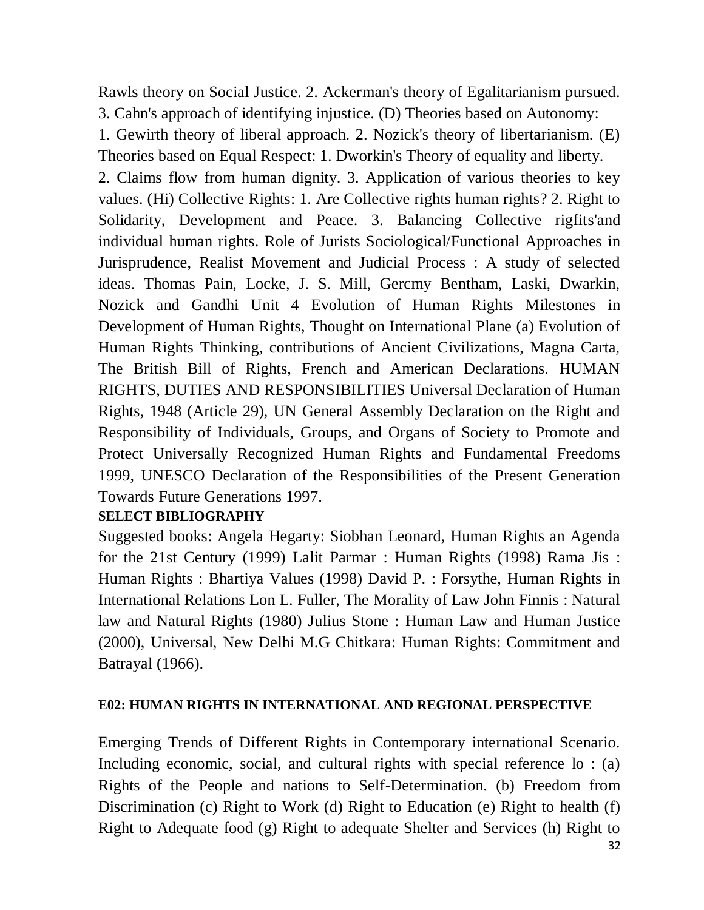Rawls theory on Social Justice. 2. Ackerman's theory of Egalitarianism pursued. 3. Cahn's approach of identifying injustice. (D) Theories based on Autonomy: 1. Gewirth theory of liberal approach. 2. Nozick's theory of libertarianism. (E) Theories based on Equal Respect: 1. Dworkin's Theory of equality and liberty. 2. Claims flow from human dignity. 3. Application of various theories to key values. (Hi) Collective Rights: 1. Are Collective rights human rights? 2. Right to Solidarity, Development and Peace. 3. Balancing Collective rigfits'and individual human rights. Role of Jurists Sociological/Functional Approaches in Jurisprudence, Realist Movement and Judicial Process : A study of selected ideas. Thomas Pain, Locke, J. S. Mill, Gercmy Bentham, Laski, Dwarkin, Nozick and Gandhi Unit 4 Evolution of Human Rights Milestones in Development of Human Rights, Thought on International Plane (a) Evolution of Human Rights Thinking, contributions of Ancient Civilizations, Magna Carta, The British Bill of Rights, French and American Declarations. HUMAN RIGHTS, DUTIES AND RESPONSIBILITIES Universal Declaration of Human Rights, 1948 (Article 29), UN General Assembly Declaration on the Right and Responsibility of Individuals, Groups, and Organs of Society to Promote and Protect Universally Recognized Human Rights and Fundamental Freedoms 1999, UNESCO Declaration of the Responsibilities of the Present Generation Towards Future Generations 1997.

**SELECT BIBLIOGRAPHY**

Suggested books: Angela Hegarty: Siobhan Leonard, Human Rights an Agenda for the 21st Century (1999) Lalit Parmar : Human Rights (1998) Rama Jis : Human Rights : Bhartiya Values (1998) David P. : Forsythe, Human Rights in International Relations Lon L. Fuller, The Morality of Law John Finnis : Natural law and Natural Rights (1980) Julius Stone : Human Law and Human Justice (2000), Universal, New Delhi M.G Chitkara: Human Rights: Commitment and Batrayal (1966).

**E02: HUMAN RIGHTS IN INTERNATIONAL AND REGIONAL PERSPECTIVE**

Emerging Trends of Different Rights in Contemporary international Scenario. Including economic, social, and cultural rights with special reference lo : (a) Rights of the People and nations to Self-Determination. (b) Freedom from Discrimination (c) Right to Work (d) Right to Education (e) Right to health (f) Right to Adequate food (g) Right to adequate Shelter and Services (h) Right to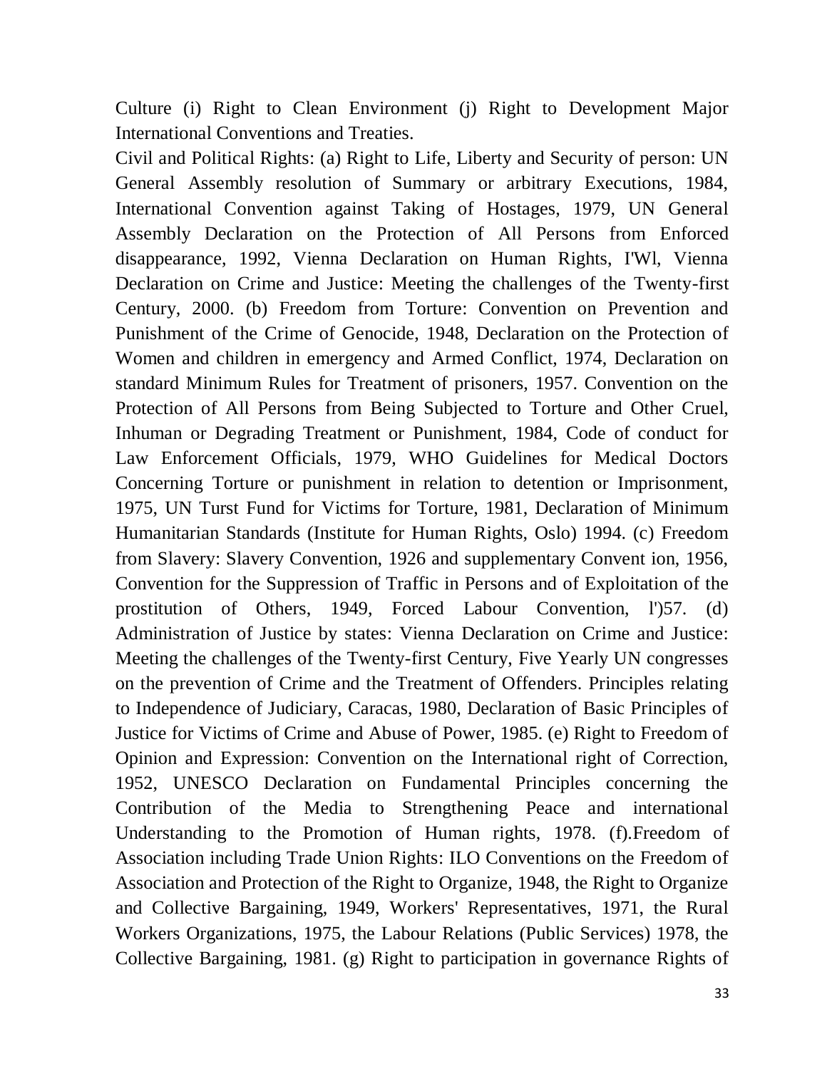Culture (i) Right to Clean Environment (j) Right to Development Major International Conventions and Treaties.

Civil and Political Rights: (a) Right to Life, Liberty and Security of person: UN General Assembly resolution of Summary or arbitrary Executions, 1984, International Convention against Taking of Hostages, 1979, UN General Assembly Declaration on the Protection of All Persons from Enforced disappearance, 1992, Vienna Declaration on Human Rights, I'Wl, Vienna Declaration on Crime and Justice: Meeting the challenges of the Twenty-first Century, 2000. (b) Freedom from Torture: Convention on Prevention and Punishment of the Crime of Genocide, 1948, Declaration on the Protection of Women and children in emergency and Armed Conflict, 1974, Declaration on standard Minimum Rules for Treatment of prisoners, 1957. Convention on the Protection of All Persons from Being Subjected to Torture and Other Cruel, Inhuman or Degrading Treatment or Punishment, 1984, Code of conduct for Law Enforcement Officials, 1979, WHO Guidelines for Medical Doctors Concerning Torture or punishment in relation to detention or Imprisonment, 1975, UN Turst Fund for Victims for Torture, 1981, Declaration of Minimum Humanitarian Standards (Institute for Human Rights, Oslo) 1994. (c) Freedom from Slavery: Slavery Convention, 1926 and supplementary Convent ion, 1956, Convention for the Suppression of Traffic in Persons and of Exploitation of the prostitution of Others, 1949, Forced Labour Convention, l')57. (d) Administration of Justice by states: Vienna Declaration on Crime and Justice: Meeting the challenges of the Twenty-first Century, Five Yearly UN congresses on the prevention of Crime and the Treatment of Offenders. Principles relating to Independence of Judiciary, Caracas, 1980, Declaration of Basic Principles of Justice for Victims of Crime and Abuse of Power, 1985. (e) Right to Freedom of Opinion and Expression: Convention on the International right of Correction, 1952, UNESCO Declaration on Fundamental Principles concerning the Contribution of the Media to Strengthening Peace and international Understanding to the Promotion of Human rights, 1978. (f).Freedom of Association including Trade Union Rights: ILO Conventions on the Freedom of Association and Protection of the Right to Organize, 1948, the Right to Organize and Collective Bargaining, 1949, Workers' Representatives, 1971, the Rural Workers Organizations, 1975, the Labour Relations (Public Services) 1978, the Collective Bargaining, 1981. (g) Right to participation in governance Rights of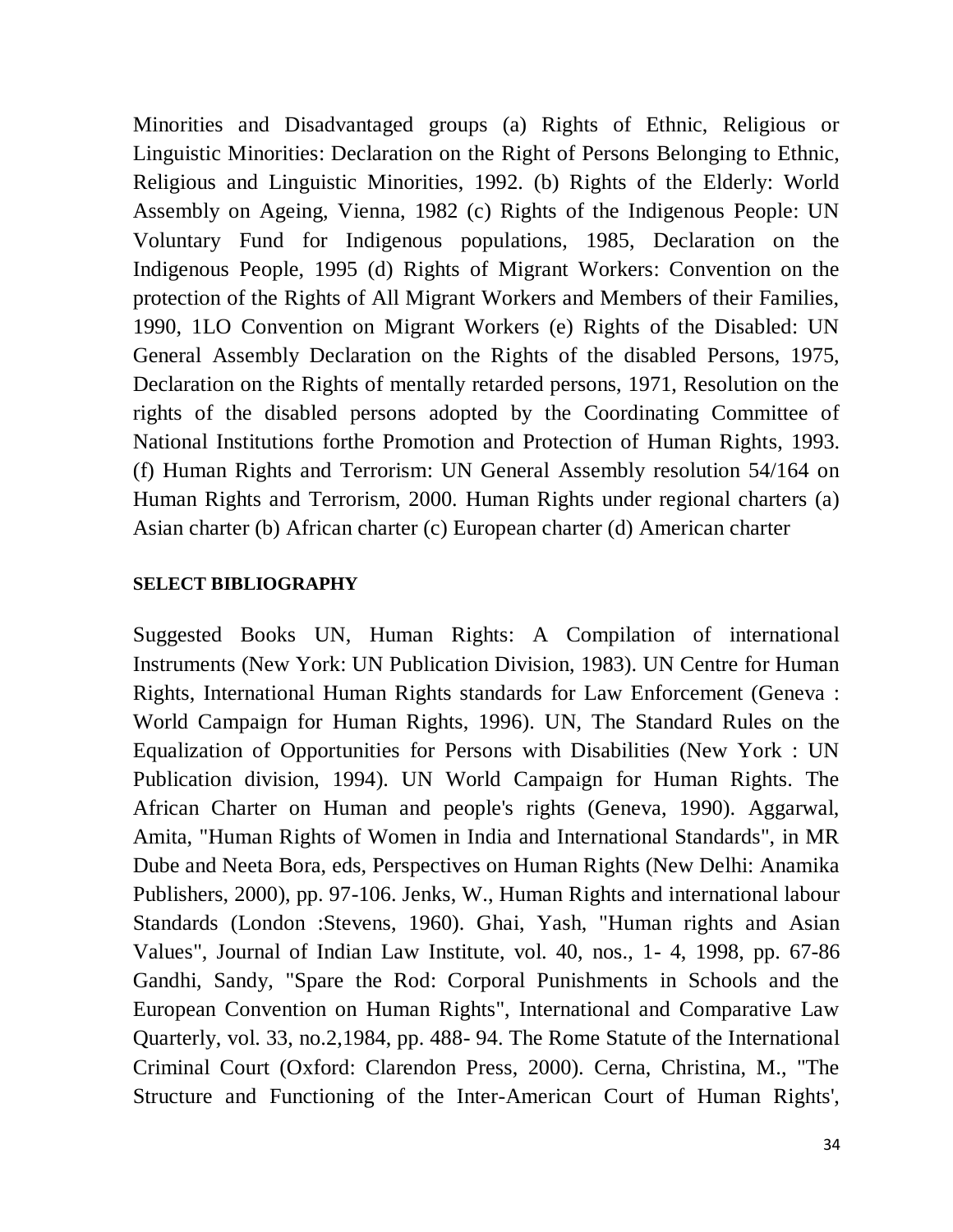Minorities and Disadvantaged groups (a) Rights of Ethnic, Religious or Linguistic Minorities: Declaration on the Right of Persons Belonging to Ethnic, Religious and Linguistic Minorities, 1992. (b) Rights of the Elderly: World Assembly on Ageing, Vienna, 1982 (c) Rights of the Indigenous People: UN Voluntary Fund for Indigenous populations, 1985, Declaration on the Indigenous People, 1995 (d) Rights of Migrant Workers: Convention on the protection of the Rights of All Migrant Workers and Members of their Families, 1990, 1LO Convention on Migrant Workers (e) Rights of the Disabled: UN General Assembly Declaration on the Rights of the disabled Persons, 1975, Declaration on the Rights of mentally retarded persons, 1971, Resolution on the rights of the disabled persons adopted by the Coordinating Committee of National Institutions forthe Promotion and Protection of Human Rights, 1993. (f) Human Rights and Terrorism: UN General Assembly resolution 54/164 on Human Rights and Terrorism, 2000. Human Rights under regional charters (a) Asian charter (b) African charter (c) European charter (d) American charter

**SELECT BIBLIOGRAPHY**

Suggested Books UN, Human Rights: A Compilation of international Instruments (New York: UN Publication Division, 1983). UN Centre for Human Rights, International Human Rights standards for Law Enforcement (Geneva : World Campaign for Human Rights, 1996). UN, The Standard Rules on the Equalization of Opportunities for Persons with Disabilities (New York : UN Publication division, 1994). UN World Campaign for Human Rights. The African Charter on Human and people's rights (Geneva, 1990). Aggarwal, Amita, "Human Rights of Women in India and International Standards", in MR Dube and Neeta Bora, eds, Perspectives on Human Rights (New Delhi: Anamika Publishers, 2000), pp. 97-106. Jenks, W., Human Rights and international labour Standards (London :Stevens, 1960). Ghai, Yash, "Human rights and Asian Values", Journal of Indian Law Institute, vol. 40, nos., 1- 4, 1998, pp. 67-86 Gandhi, Sandy, "Spare the Rod: Corporal Punishments in Schools and the European Convention on Human Rights", International and Comparative Law Quarterly, vol. 33, no.2,1984, pp. 488- 94. The Rome Statute of the International Criminal Court (Oxford: Clarendon Press, 2000). Cerna, Christina, M., "The Structure and Functioning of the Inter-American Court of Human Rights',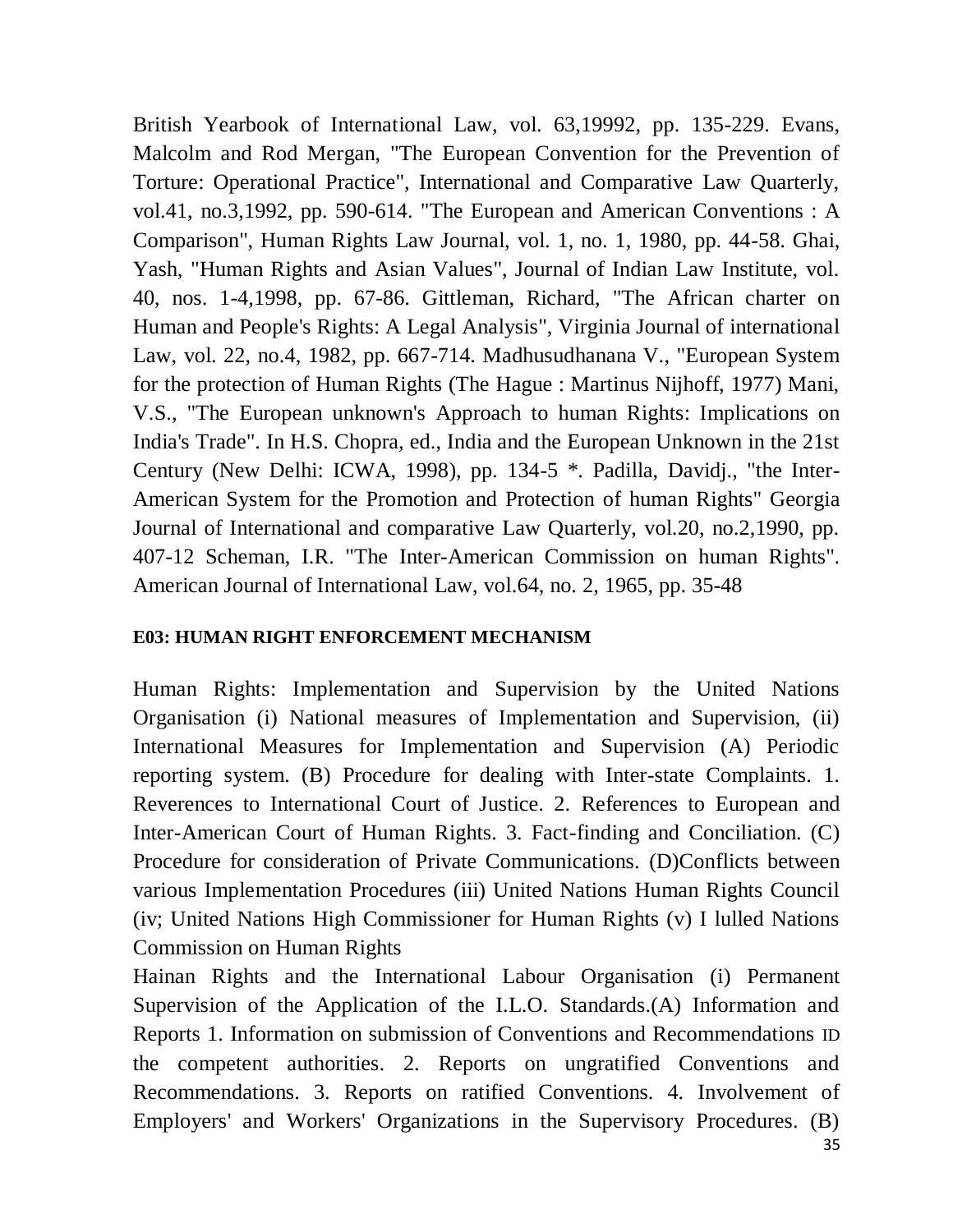British Yearbook of International Law, vol. 63,19992, pp. 135-229. Evans, Malcolm and Rod Mergan, "The European Convention for the Prevention of Torture: Operational Practice", International and Comparative Law Quarterly, vol.41, no.3,1992, pp. 590-614. "The European and American Conventions : A Comparison", Human Rights Law Journal, vol. 1, no. 1, 1980, pp. 44-58. Ghai, Yash, "Human Rights and Asian Values", Journal of Indian Law Institute, vol. 40, nos. 1-4,1998, pp. 67-86. Gittleman, Richard, "The African charter on Human and People's Rights: A Legal Analysis", Virginia Journal of international Law, vol. 22, no.4, 1982, pp. 667-714. Madhusudhanana V., "European System for the protection of Human Rights (The Hague : Martinus Nijhoff, 1977) Mani, V.S., "The European unknown's Approach to human Rights: Implications on India's Trade". In H.S. Chopra, ed., India and the European Unknown in the 21st Century (New Delhi: ICWA, 1998), pp. 134-5 *. Padilla, Davidj., "the Inter-American System for the Promotion and Protection of human Rights" Georgia Journal of International and comparative Law Quarterly, vol.20, no.2,1990, pp. 407-12 Scheman, I.R. "The Inter-American Commission on human Rights". American Journal of International Law, vol.64, no. 2, 1965, pp. 35-48

**E03: HUMAN RIGHT ENFORCEMENT MECHANISM**

Human Rights: Implementation and Supervision by the United Nations Organisation (i) National measures of Implementation and Supervision, (ii) International Measures for Implementation and Supervision (A) Periodic reporting system. (B) Procedure for dealing with Inter-state Complaints. 1. Reverences to International Court of Justice. 2. References to European and Inter-American Court of Human Rights. 3. Fact-finding and Conciliation. (C) Procedure for consideration of Private Communications. (D)Conflicts between various Implementation Procedures (iii) United Nations Human Rights Council (iv; United Nations High Commissioner for Human Rights (v) I lulled Nations Commission on Human Rights

Hainan Rights and the International Labour Organisation (i) Permanent Supervision of the Application of the I.L.O. Standards.(A) Information and Reports 1. Information on submission of Conventions and Recommendations ID the competent authorities. 2. Reports on ungratified Conventions and Recommendations. 3. Reports on ratified Conventions. 4. Involvement of Employers' and Workers' Organizations in the Supervisory Procedures. (B)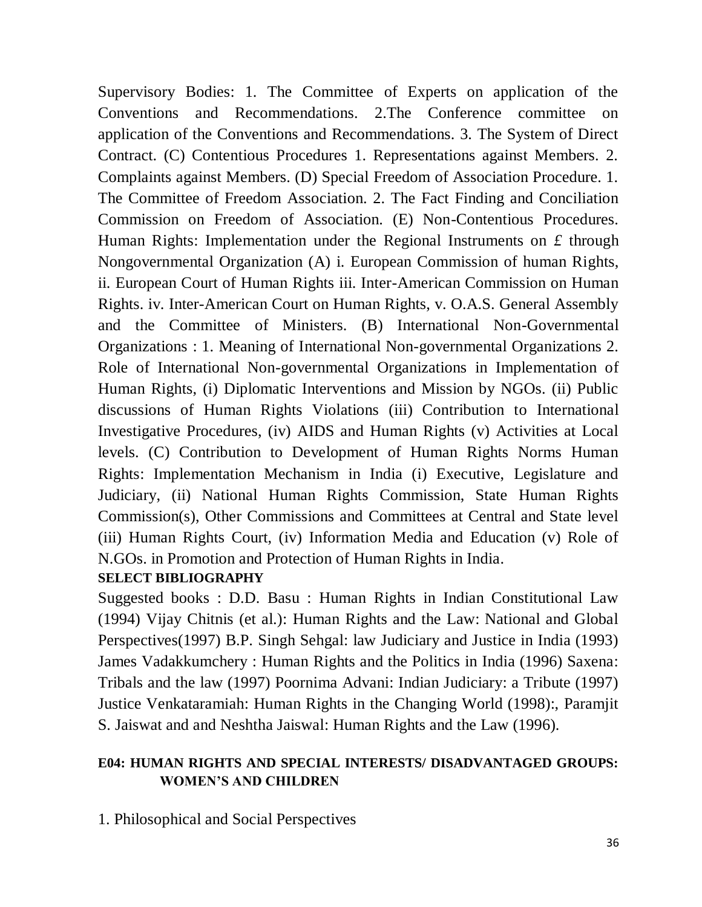Supervisory Bodies: 1. The Committee of Experts on application of the Conventions and Recommendations. 2.The Conference committee on application of the Conventions and Recommendations. 3. The System of Direct Contract. (C) Contentious Procedures 1. Representations against Members. 2. Complaints against Members. (D) Special Freedom of Association Procedure. 1. The Committee of Freedom Association. 2. The Fact Finding and Conciliation Commission on Freedom of Association. (E) Non-Contentious Procedures. Human Rights: Implementation under the Regional Instruments on £ through Nongovernmental Organization (A) i. European Commission of human Rights, ii. European Court of Human Rights iii. Inter-American Commission on Human Rights. iv. Inter-American Court on Human Rights, v. O.A.S. General Assembly and the Committee of Ministers. (B) International Non-Governmental Organizations : 1. Meaning of International Non-governmental Organizations 2. Role of International Non-governmental Organizations in Implementation of Human Rights, (i) Diplomatic Interventions and Mission by NGOs. (ii) Public discussions of Human Rights Violations (iii) Contribution to International Investigative Procedures, (iv) AIDS and Human Rights (v) Activities at Local levels. (C) Contribution to Development of Human Rights Norms Human Rights: Implementation Mechanism in India (i) Executive, Legislature and Judiciary, (ii) National Human Rights Commission, State Human Rights Commission(s), Other Commissions and Committees at Central and State level (iii) Human Rights Court, (iv) Information Media and Education (v) Role of N.GOs. in Promotion and Protection of Human Rights in India.

**SELECT BIBLIOGRAPHY**

Suggested books : D.D. Basu : Human Rights in Indian Constitutional Law (1994) Vijay Chitnis (et al.): Human Rights and the Law: National and Global Perspectives(1997) B.P. Singh Sehgal: law Judiciary and Justice in India (1993) James Vadakkumchery : Human Rights and the Politics in India (1996) Saxena: Tribals and the law (1997) Poornima Advani: Indian Judiciary: a Tribute (1997) Justice Venkataramiah: Human Rights in the Changing World (1998):, Paramjit S. Jaiswat and and Neshtha Jaiswal: Human Rights and the Law (1996).

## E04: HUMAN RIGHTS AND SPECIAL INTERESTS/ DISADVANTAGED GROUPS: WOMEN'S AND CHILDREN

1. Philosophical and Social Perspectives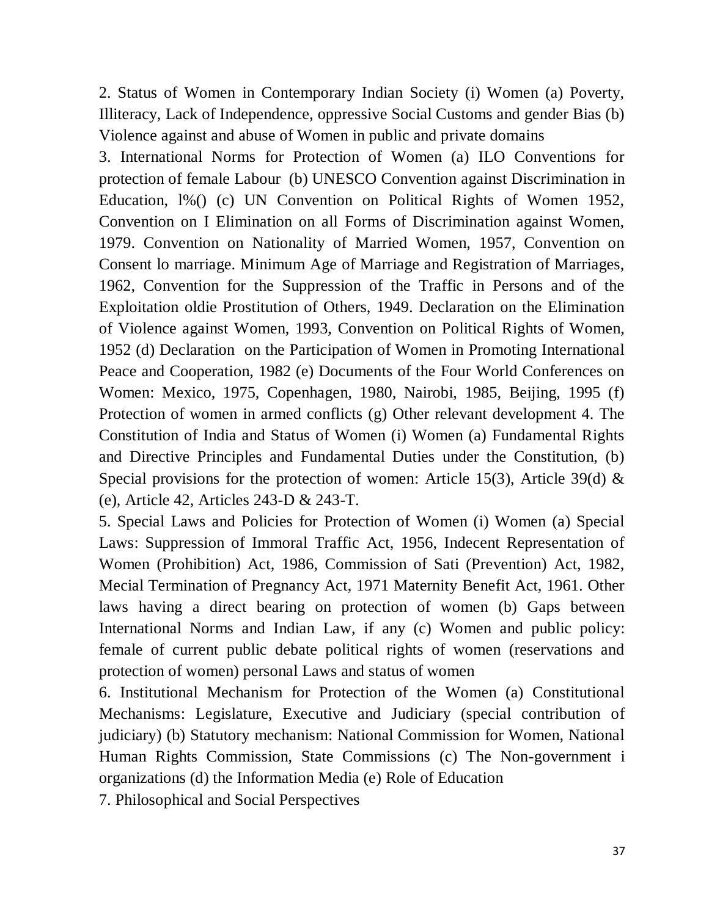2. Status of Women in Contemporary Indian Society (i) Women (a) Poverty, Illiteracy, Lack of Independence, oppressive Social Customs and gender Bias (b) Violence against and abuse of Women in public and private domains

3. International Norms for Protection of Women (a) ILO Conventions for protection of female Labour (b) UNESCO Convention against Discrimination in Education, l%() (c) UN Convention on Political Rights of Women 1952, Convention on I Elimination on all Forms of Discrimination against Women, 1979. Convention on Nationality of Married Women, 1957, Convention on Consent lo marriage. Minimum Age of Marriage and Registration of Marriages, 1962, Convention for the Suppression of the Traffic in Persons and of the Exploitation oldie Prostitution of Others, 1949. Declaration on the Elimination of Violence against Women, 1993, Convention on Political Rights of Women, 1952 (d) Declaration on the Participation of Women in Promoting International Peace and Cooperation, 1982 (e) Documents of the Four World Conferences on Women: Mexico, 1975, Copenhagen, 1980, Nairobi, 1985, Beijing, 1995 (f) Protection of women in armed conflicts (g) Other relevant development 4. The Constitution of India and Status of Women (i) Women (a) Fundamental Rights and Directive Principles and Fundamental Duties under the Constitution, (b) Special provisions for the protection of women: Article 15(3), Article 39(d) & (e), Article 42, Articles 243-D & 243-T.

5. Special Laws and Policies for Protection of Women (i) Women (a) Special Laws: Suppression of Immoral Traffic Act, 1956, Indecent Representation of Women (Prohibition) Act, 1986, Commission of Sati (Prevention) Act, 1982, Mecial Termination of Pregnancy Act, 1971 Maternity Benefit Act, 1961. Other laws having a direct bearing on protection of women (b) Gaps between International Norms and Indian Law, if any (c) Women and public policy: female of current public debate political rights of women (reservations and protection of women) personal Laws and status of women

6. Institutional Mechanism for Protection of the Women (a) Constitutional Mechanisms: Legislature, Executive and Judiciary (special contribution of judiciary) (b) Statutory mechanism: National Commission for Women, National Human Rights Commission, State Commissions (c) The Non-government i organizations (d) the Information Media (e) Role of Education

7. Philosophical and Social Perspectives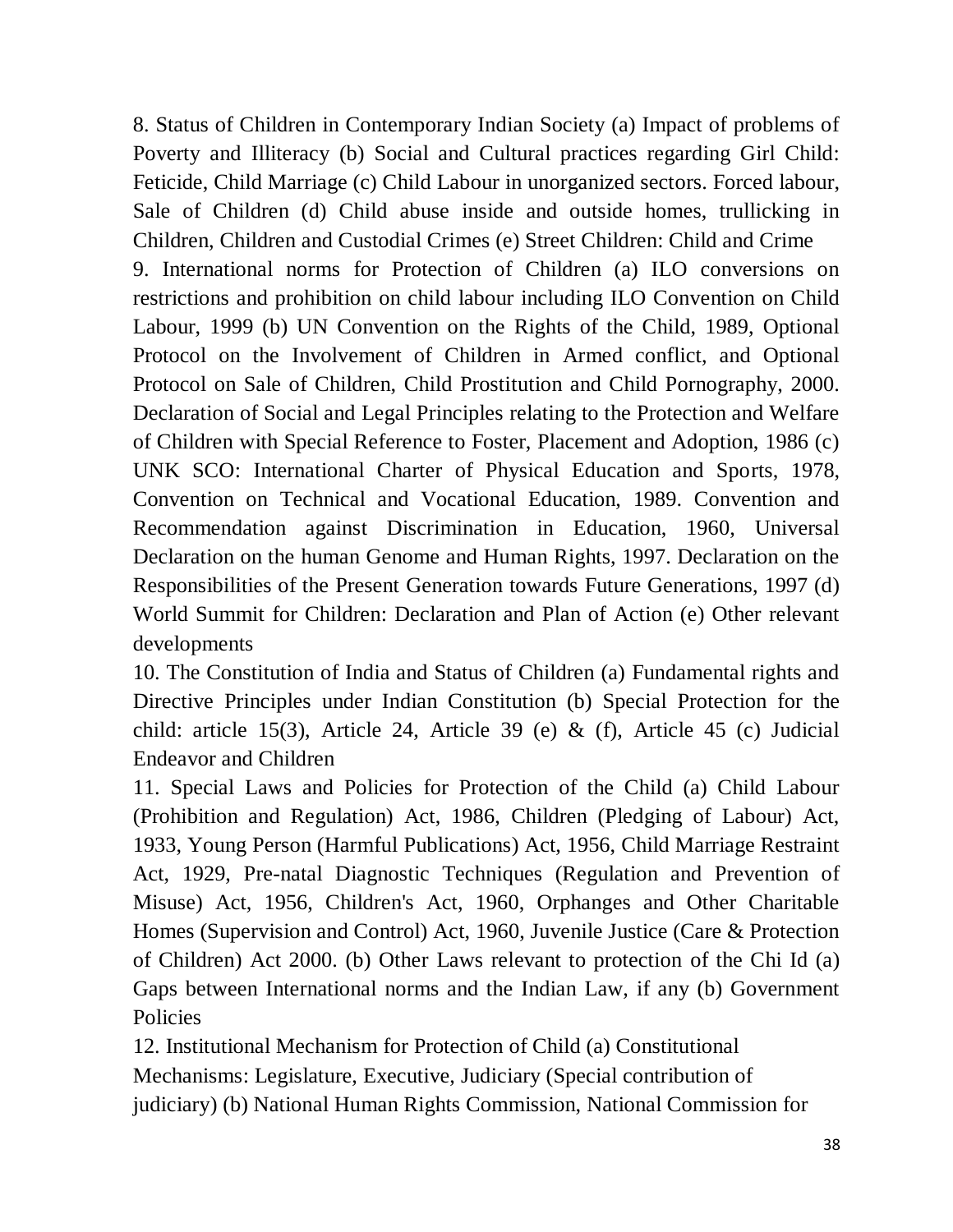8. Status of Children in Contemporary Indian Society (a) Impact of problems of Poverty and Illiteracy (b) Social and Cultural practices regarding Girl Child: Feticide, Child Marriage (c) Child Labour in unorganized sectors. Forced labour, Sale of Children (d) Child abuse inside and outside homes, trullicking in Children, Children and Custodial Crimes (e) Street Children: Child and Crime

9. International norms for Protection of Children (a) ILO conversions on restrictions and prohibition on child labour including ILO Convention on Child Labour, 1999 (b) UN Convention on the Rights of the Child, 1989, Optional Protocol on the Involvement of Children in Armed conflict, and Optional Protocol on Sale of Children, Child Prostitution and Child Pornography, 2000. Declaration of Social and Legal Principles relating to the Protection and Welfare of Children with Special Reference to Foster, Placement and Adoption, 1986 (c) UNK SCO: International Charter of Physical Education and Sports, 1978, Convention on Technical and Vocational Education, 1989. Convention and Recommendation against Discrimination in Education, 1960, Universal Declaration on the human Genome and Human Rights, 1997. Declaration on the Responsibilities of the Present Generation towards Future Generations, 1997 (d) World Summit for Children: Declaration and Plan of Action (e) Other relevant developments

10. The Constitution of India and Status of Children (a) Fundamental rights and Directive Principles under Indian Constitution (b) Special Protection for the child: article 15(3), Article 24, Article 39 (e) & (f), Article 45 (c) Judicial Endeavor and Children

11. Special Laws and Policies for Protection of the Child (a) Child Labour (Prohibition and Regulation) Act, 1986, Children (Pledging of Labour) Act, 1933, Young Person (Harmful Publications) Act, 1956, Child Marriage Restraint Act, 1929, Pre-natal Diagnostic Techniques (Regulation and Prevention of Misuse) Act, 1956, Children's Act, 1960, Orphanges and Other Charitable Homes (Supervision and Control) Act, 1960, Juvenile Justice (Care & Protection of Children) Act 2000. (b) Other Laws relevant to protection of the Chi Id (a) Gaps between International norms and the Indian Law, if any (b) Government Policies

12. Institutional Mechanism for Protection of Child (a) Constitutional Mechanisms: Legislature, Executive, Judiciary (Special contribution of judiciary) (b) National Human Rights Commission, National Commission for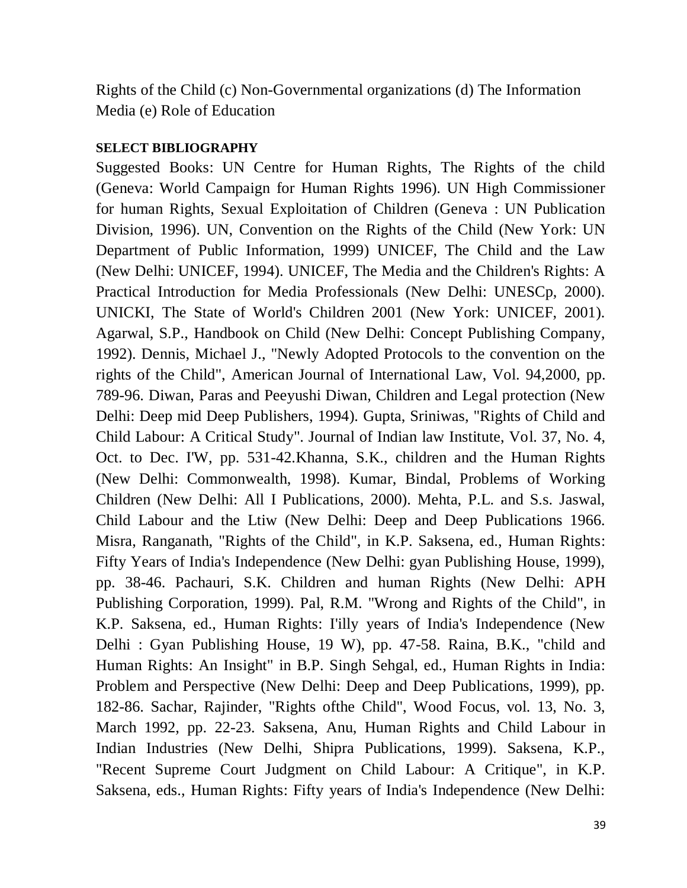Rights of the Child (c) Non-Governmental organizations (d) The Information Media (e) Role of Education

**SELECT BIBLIOGRAPHY**

Suggested Books: UN Centre for Human Rights, The Rights of the child (Geneva: World Campaign for Human Rights 1996). UN High Commissioner for human Rights, Sexual Exploitation of Children (Geneva : UN Publication Division, 1996). UN, Convention on the Rights of the Child (New York: UN Department of Public Information, 1999) UNICEF, The Child and the Law (New Delhi: UNICEF, 1994). UNICEF, The Media and the Children's Rights: A Practical Introduction for Media Professionals (New Delhi: UNESCp, 2000). UNICKI, The State of World's Children 2001 (New York: UNICEF, 2001). Agarwal, S.P., Handbook on Child (New Delhi: Concept Publishing Company, 1992). Dennis, Michael J., "Newly Adopted Protocols to the convention on the rights of the Child", American Journal of International Law, Vol. 94,2000, pp. 789-96. Diwan, Paras and Peeyushi Diwan, Children and Legal protection (New Delhi: Deep mid Deep Publishers, 1994). Gupta, Sriniwas, "Rights of Child and Child Labour: A Critical Study". Journal of Indian law Institute, Vol. 37, No. 4, Oct. to Dec. I'W, pp. 531-42.Khanna, S.K., children and the Human Rights (New Delhi: Commonwealth, 1998). Kumar, Bindal, Problems of Working Children (New Delhi: All I Publications, 2000). Mehta, P.L. and S.s. Jaswal, Child Labour and the Ltiw (New Delhi: Deep and Deep Publications 1966. Misra, Ranganath, "Rights of the Child", in K.P. Saksena, ed., Human Rights: Fifty Years of India's Independence (New Delhi: gyan Publishing House, 1999), pp. 38-46. Pachauri, S.K. Children and human Rights (New Delhi: APH Publishing Corporation, 1999). Pal, R.M. "Wrong and Rights of the Child", in K.P. Saksena, ed., Human Rights: I'illy years of India's Independence (New Delhi : Gyan Publishing House, 19 W), pp. 47-58. Raina, B.K., "child and Human Rights: An Insight" in B.P. Singh Sehgal, ed., Human Rights in India: Problem and Perspective (New Delhi: Deep and Deep Publications, 1999), pp. 182-86. Sachar, Rajinder, "Rights ofthe Child", Wood Focus, vol. 13, No. 3, March 1992, pp. 22-23. Saksena, Anu, Human Rights and Child Labour in Indian Industries (New Delhi, Shipra Publications, 1999). Saksena, K.P., "Recent Supreme Court Judgment on Child Labour: A Critique", in K.P. Saksena, eds., Human Rights: Fifty years of India's Independence (New Delhi: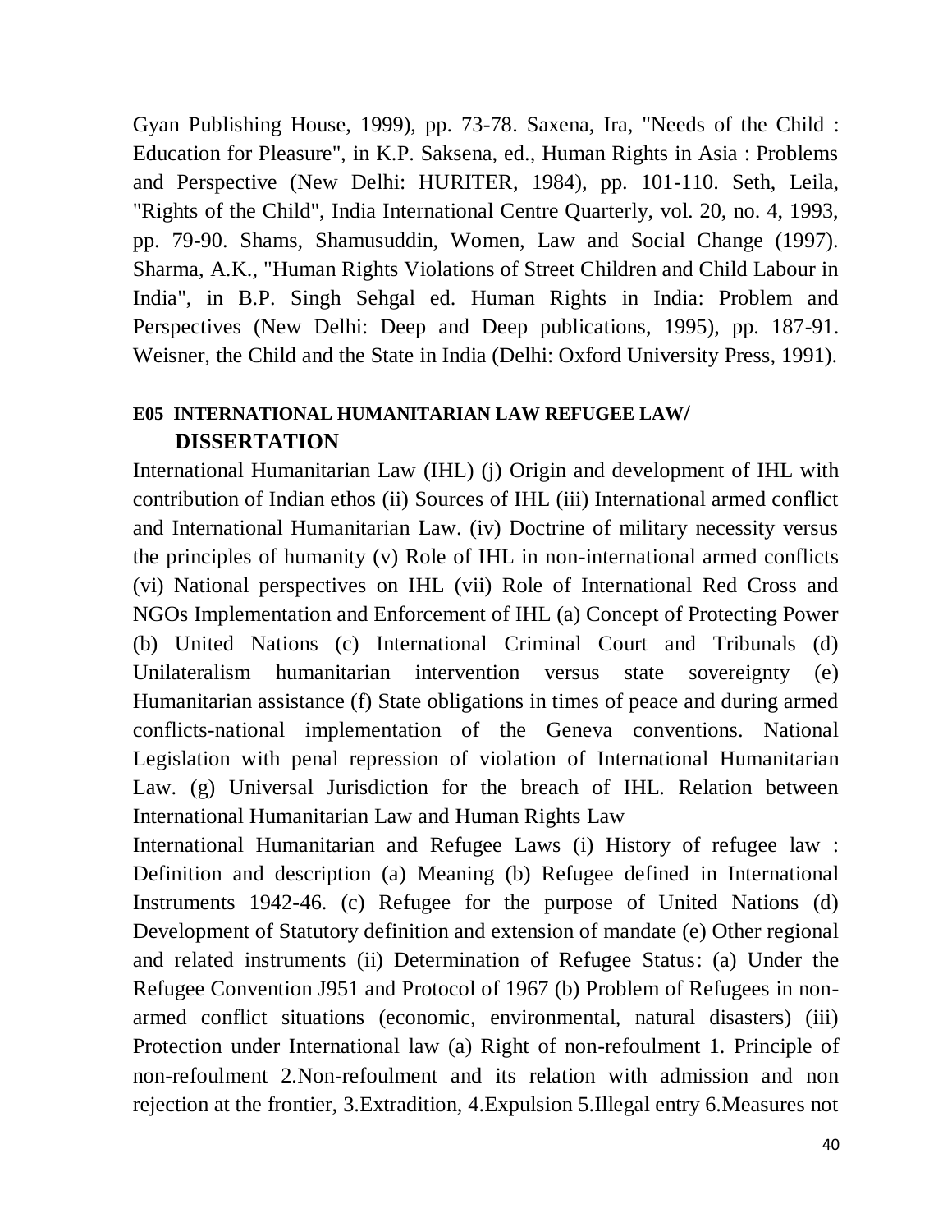Gyan Publishing House, 1999), pp. 73-78. Saxena, Ira, "Needs of the Child : Education for Pleasure", in K.P. Saksena, ed., Human Rights in Asia : Problems and Perspective (New Delhi: HURITER, 1984), pp. 101-110. Seth, Leila, "Rights of the Child", India International Centre Quarterly, vol. 20, no. 4, 1993, pp. 79-90. Shams, Shamusuddin, Women, Law and Social Change (1997). Sharma, A.K., "Human Rights Violations of Street Children and Child Labour in India", in B.P. Singh Sehgal ed. Human Rights in India: Problem and Perspectives (New Delhi: Deep and Deep publications, 1995), pp. 187-91. Weisner, the Child and the State in India (Delhi: Oxford University Press, 1991).

## E05 INTERNATIONAL HUMANITARIAN LAW REFUGEE LAW/ DISSERTATION

International Humanitarian Law (IHL) (j) Origin and development of IHL with contribution of Indian ethos (ii) Sources of IHL (iii) International armed conflict and International Humanitarian Law. (iv) Doctrine of military necessity versus the principles of humanity (v) Role of IHL in non-international armed conflicts (vi) National perspectives on IHL (vii) Role of International Red Cross and NGOs Implementation and Enforcement of IHL (a) Concept of Protecting Power (b) United Nations (c) International Criminal Court and Tribunals (d) Unilateralism humanitarian intervention versus state sovereignty (e) Humanitarian assistance (f) State obligations in times of peace and during armed conflicts-national implementation of the Geneva conventions. National Legislation with penal repression of violation of International Humanitarian Law. (g) Universal Jurisdiction for the breach of IHL. Relation between International Humanitarian Law and Human Rights Law

International Humanitarian and Refugee Laws (i) History of refugee law : Definition and description (a) Meaning (b) Refugee defined in International Instruments 1942-46. (c) Refugee for the purpose of United Nations (d) Development of Statutory definition and extension of mandate (e) Other regional and related instruments (ii) Determination of Refugee Status: (a) Under the Refugee Convention J951 and Protocol of 1967 (b) Problem of Refugees in non-armed conflict situations (economic, environmental, natural disasters) (iii) Protection under International law (a) Right of non-refoulment 1. Principle of non-refoulment 2.Non-refoulment and its relation with admission and non rejection at the frontier, 3.Extradition, 4.Expulsion 5.Illegal entry 6.Measures not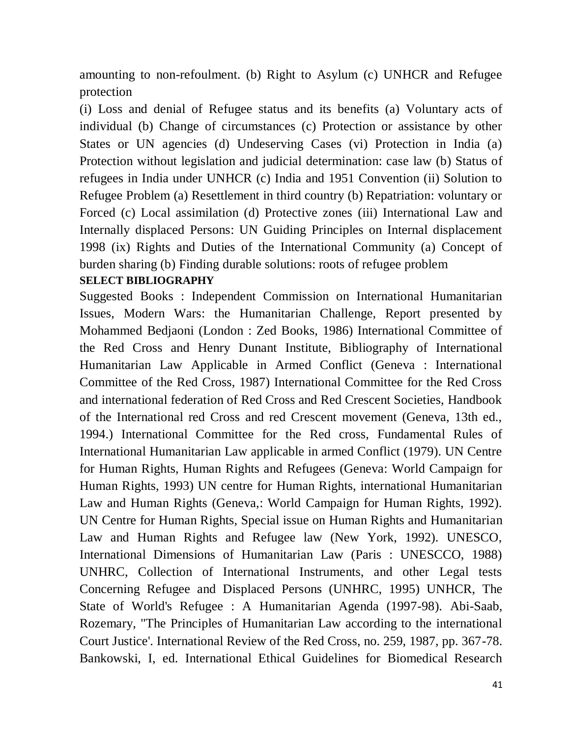amounting to non-refoulment. (b) Right to Asylum (c) UNHCR and Refugee protection

(i) Loss and denial of Refugee status and its benefits (a) Voluntary acts of individual (b) Change of circumstances (c) Protection or assistance by other States or UN agencies (d) Undeserving Cases (vi) Protection in India (a) Protection without legislation and judicial determination: case law (b) Status of refugees in India under UNHCR (c) India and 1951 Convention (ii) Solution to Refugee Problem (a) Resettlement in third country (b) Repatriation: voluntary or Forced (c) Local assimilation (d) Protective zones (iii) International Law and Internally displaced Persons: UN Guiding Principles on Internal displacement 1998 (ix) Rights and Duties of the International Community (a) Concept of burden sharing (b) Finding durable solutions: roots of refugee problem

**SELECT BIBLIOGRAPHY**

Suggested Books : Independent Commission on International Humanitarian Issues, Modern Wars: the Humanitarian Challenge, Report presented by Mohammed Bedjaoni (London : Zed Books, 1986) International Committee of the Red Cross and Henry Dunant Institute, Bibliography of International Humanitarian Law Applicable in Armed Conflict (Geneva : International Committee of the Red Cross, 1987) International Committee for the Red Cross and international federation of Red Cross and Red Crescent Societies, Handbook of the International red Cross and red Crescent movement (Geneva, 13th ed., 1994.) International Committee for the Red cross, Fundamental Rules of International Humanitarian Law applicable in armed Conflict (1979). UN Centre for Human Rights, Human Rights and Refugees (Geneva: World Campaign for Human Rights, 1993) UN centre for Human Rights, international Humanitarian Law and Human Rights (Geneva,: World Campaign for Human Rights, 1992). UN Centre for Human Rights, Special issue on Human Rights and Humanitarian Law and Human Rights and Refugee law (New York, 1992). UNESCO, International Dimensions of Humanitarian Law (Paris : UNESCCO, 1988) UNHRC, Collection of International Instruments, and other Legal tests Concerning Refugee and Displaced Persons (UNHRC, 1995) UNHCR, The State of World's Refugee : A Humanitarian Agenda (1997-98). Abi-Saab, Rozemary, "The Principles of Humanitarian Law according to the international Court Justice'. International Review of the Red Cross, no. 259, 1987, pp. 367-78. Bankowski, I, ed. International Ethical Guidelines for Biomedical Research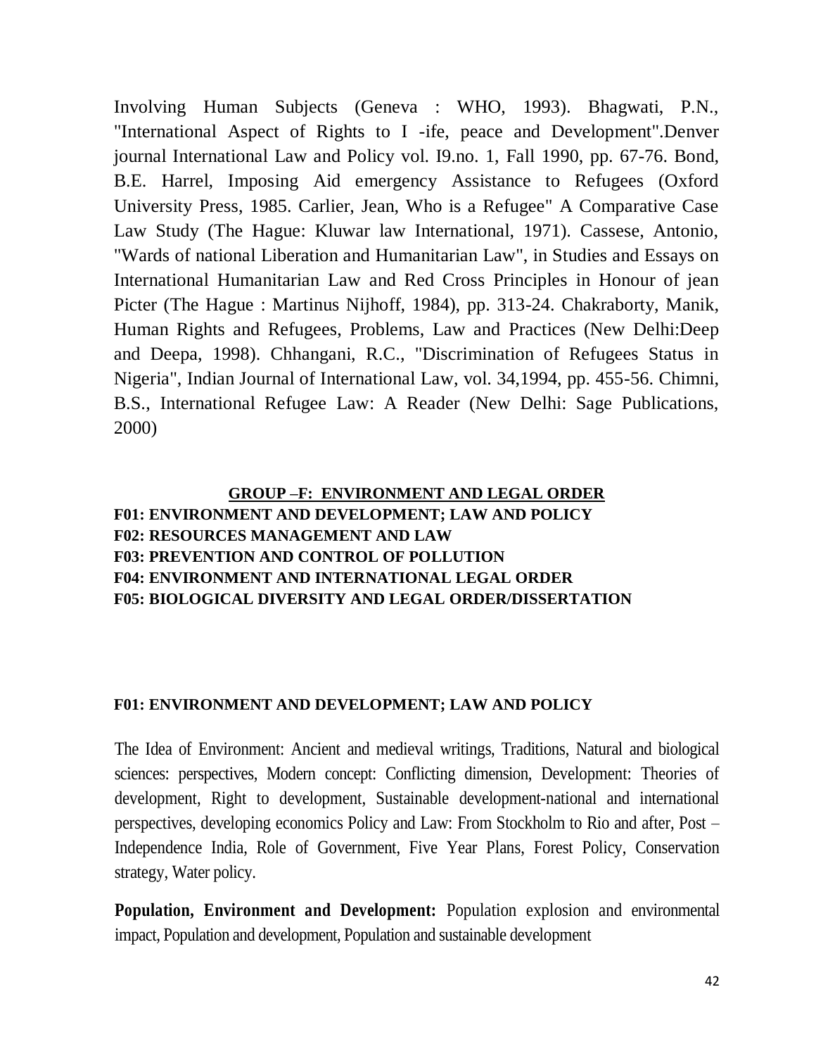Involving Human Subjects (Geneva : WHO, 1993). Bhagwati, P.N., "International Aspect of Rights to I -ife, peace and Development".Denver journal International Law and Policy vol. I9.no. 1, Fall 1990, pp. 67-76. Bond, B.E. Harrel, Imposing Aid emergency Assistance to Refugees (Oxford University Press, 1985. Carlier, Jean, Who is a Refugee" A Comparative Case Law Study (The Hague: Kluwar law International, 1971). Cassese, Antonio, "Wards of national Liberation and Humanitarian Law", in Studies and Essays on International Humanitarian Law and Red Cross Principles in Honour of jean Picter (The Hague : Martinus Nijhoff, 1984), pp. 313-24. Chakraborty, Manik, Human Rights and Refugees, Problems, Law and Practices (New Delhi:Deep and Deepa, 1998). Chhangani, R.C., "Discrimination of Refugees Status in Nigeria", Indian Journal of International Law, vol. 34,1994, pp. 455-56. Chimni, B.S., International Refugee Law: A Reader (New Delhi: Sage Publications, 2000)

## GROUP –F: ENVIRONMENT AND LEGAL ORDER

**F01: ENVIRONMENT AND DEVELOPMENT; LAW AND POLICY**
**F02: RESOURCES MANAGEMENT AND LAW**
**F03: PREVENTION AND CONTROL OF POLLUTION**
**F04: ENVIRONMENT AND INTERNATIONAL LEGAL ORDER**
**F05: BIOLOGICAL DIVERSITY AND LEGAL ORDER/DISSERTATION**

### F01: ENVIRONMENT AND DEVELOPMENT; LAW AND POLICY

The Idea of Environment: Ancient and medieval writings, Traditions, Natural and biological sciences: perspectives, Modern concept: Conflicting dimension, Development: Theories of development, Right to development, Sustainable development-national and international perspectives, developing economics Policy and Law: From Stockholm to Rio and after, Post – Independence India, Role of Government, Five Year Plans, Forest Policy, Conservation strategy, Water policy.

**Population, Environment and Development:** Population explosion and environmental impact, Population and development, Population and sustainable development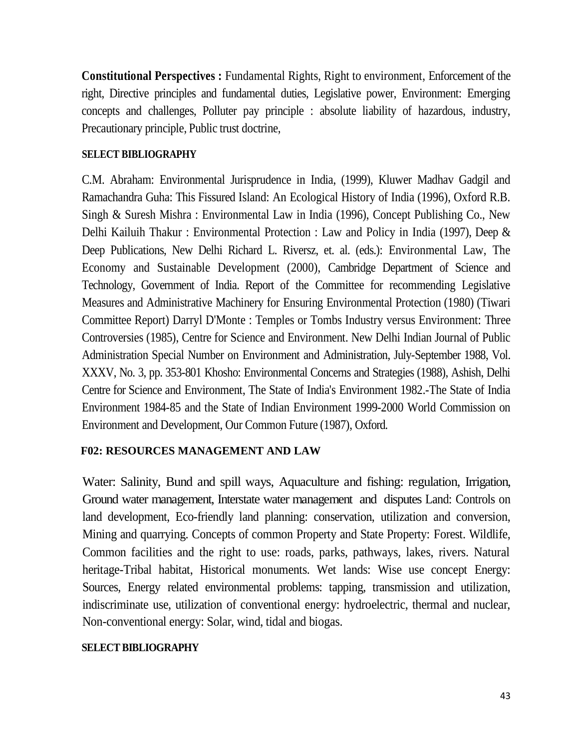**Constitutional Perspectives :** Fundamental Rights, Right to environment, Enforcement of the right, Directive principles and fundamental duties, Legislative power, Environment: Emerging concepts and challenges, Polluter pay principle : absolute liability of hazardous, industry, Precautionary principle, Public trust doctrine,

**SELECT BIBLIOGRAPHY**

C.M. Abraham: Environmental Jurisprudence in India, (1999), Kluwer Madhav Gadgil and Ramachandra Guha: This Fissured Island: An Ecological History of India (1996), Oxford R.B. Singh & Suresh Mishra : Environmental Law in India (1996), Concept Publishing Co., New Delhi Kailuih Thakur : Environmental Protection : Law and Policy in India (1997), Deep & Deep Publications, New Delhi Richard L. Riversz, et. al. (eds.): Environmental Law, The Economy and Sustainable Development (2000), Cambridge Department of Science and Technology, Government of India. Report of the Committee for recommending Legislative Measures and Administrative Machinery for Ensuring Environmental Protection (1980) (Tiwari Committee Report) Darryl D'Monte : Temples or Tombs Industry versus Environment: Three Controversies (1985), Centre for Science and Environment. New Delhi Indian Journal of Public Administration Special Number on Environment and Administration, July-September 1988, Vol. XXXV, No. 3, pp. 353-801 Khosho: Environmental Concerns and Strategies (1988), Ashish, Delhi Centre for Science and Environment, The State of India's Environment 1982.-The State of India Environment 1984-85 and the State of Indian Environment 1999-2000 World Commission on Environment and Development, Our Common Future (1987), Oxford.

**F02: RESOURCES MANAGEMENT AND LAW**

Water: Salinity, Bund and spill ways, Aquaculture and fishing: regulation, Irrigation, Ground water management, Interstate water management and disputes Land: Controls on land development, Eco-friendly land planning: conservation, utilization and conversion, Mining and quarrying. Concepts of common Property and State Property: Forest. Wildlife, Common facilities and the right to use: roads, parks, pathways, lakes, rivers. Natural heritage-Tribal habitat, Historical monuments. Wet lands: Wise use concept Energy: Sources, Energy related environmental problems: tapping, transmission and utilization, indiscriminate use, utilization of conventional energy: hydroelectric, thermal and nuclear, Non-conventional energy: Solar, wind, tidal and biogas.

**SELECT BIBLIOGRAPHY**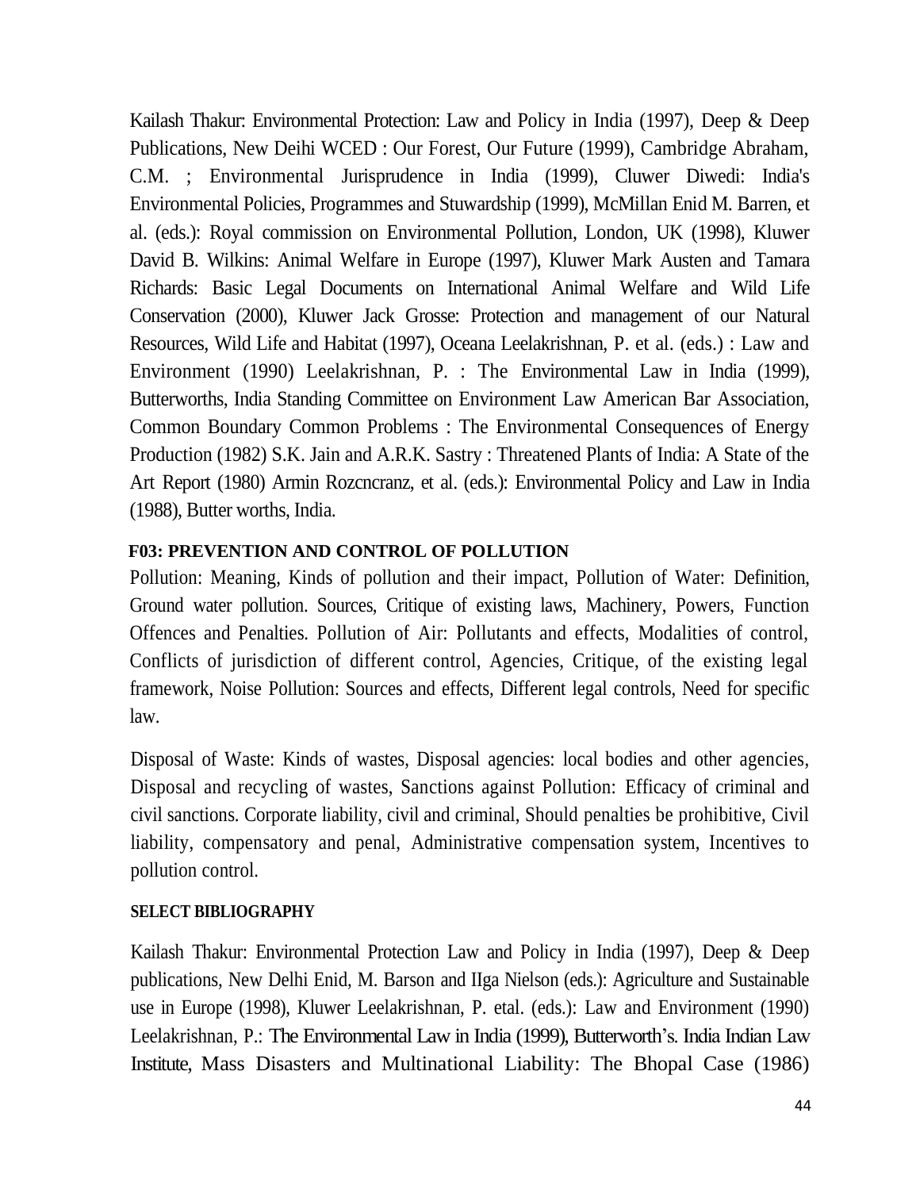Kailash Thakur: Environmental Protection: Law and Policy in India (1997), Deep & Deep Publications, New Deihi WCED : Our Forest, Our Future (1999), Cambridge Abraham, C.M. ; Environmental Jurisprudence in India (1999), Cluwer Diwedi: India's Environmental Policies, Programmes and Stuwardship (1999), McMillan Enid M. Barren, et al. (eds.): Royal commission on Environmental Pollution, London, UK (1998), Kluwer David B. Wilkins: Animal Welfare in Europe (1997), Kluwer Mark Austen and Tamara Richards: Basic Legal Documents on International Animal Welfare and Wild Life Conservation (2000), Kluwer Jack Grosse: Protection and management of our Natural Resources, Wild Life and Habitat (1997), Oceana Leelakrishnan, P. et al. (eds.) : Law and Environment (1990) Leelakrishnan, P. : The Environmental Law in India (1999), Butterworths, India Standing Committee on Environment Law American Bar Association, Common Boundary Common Problems : The Environmental Consequences of Energy Production (1982) S.K. Jain and A.R.K. Sastry : Threatened Plants of India: A State of the Art Report (1980) Armin Rozcncranz, et al. (eds.): Environmental Policy and Law in India (1988), Butter worths, India.

**F03: PREVENTION AND CONTROL OF POLLUTION**

Pollution: Meaning, Kinds of pollution and their impact, Pollution of Water: Definition, Ground water pollution. Sources, Critique of existing laws, Machinery, Powers, Function Offences and Penalties. Pollution of Air: Pollutants and effects, Modalities of control, Conflicts of jurisdiction of different control, Agencies, Critique, of the existing legal framework, Noise Pollution: Sources and effects, Different legal controls, Need for specific law.

Disposal of Waste: Kinds of wastes, Disposal agencies: local bodies and other agencies, Disposal and recycling of wastes, Sanctions against Pollution: Efficacy of criminal and civil sanctions. Corporate liability, civil and criminal, Should penalties be prohibitive, Civil liability, compensatory and penal, Administrative compensation system, Incentives to pollution control.

**SELECT BIBLIOGRAPHY**

Kailash Thakur: Environmental Protection Law and Policy in India (1997), Deep & Deep publications, New Delhi Enid, M. Barson and IIga Nielson (eds.): Agriculture and Sustainable use in Europe (1998), Kluwer Leelakrishnan, P. etal. (eds.): Law and Environment (1990) Leelakrishnan, P.: The Environmental Law in India (1999), Butterworth's. India Indian Law Institute, Mass Disasters and Multinational Liability: The Bhopal Case (1986)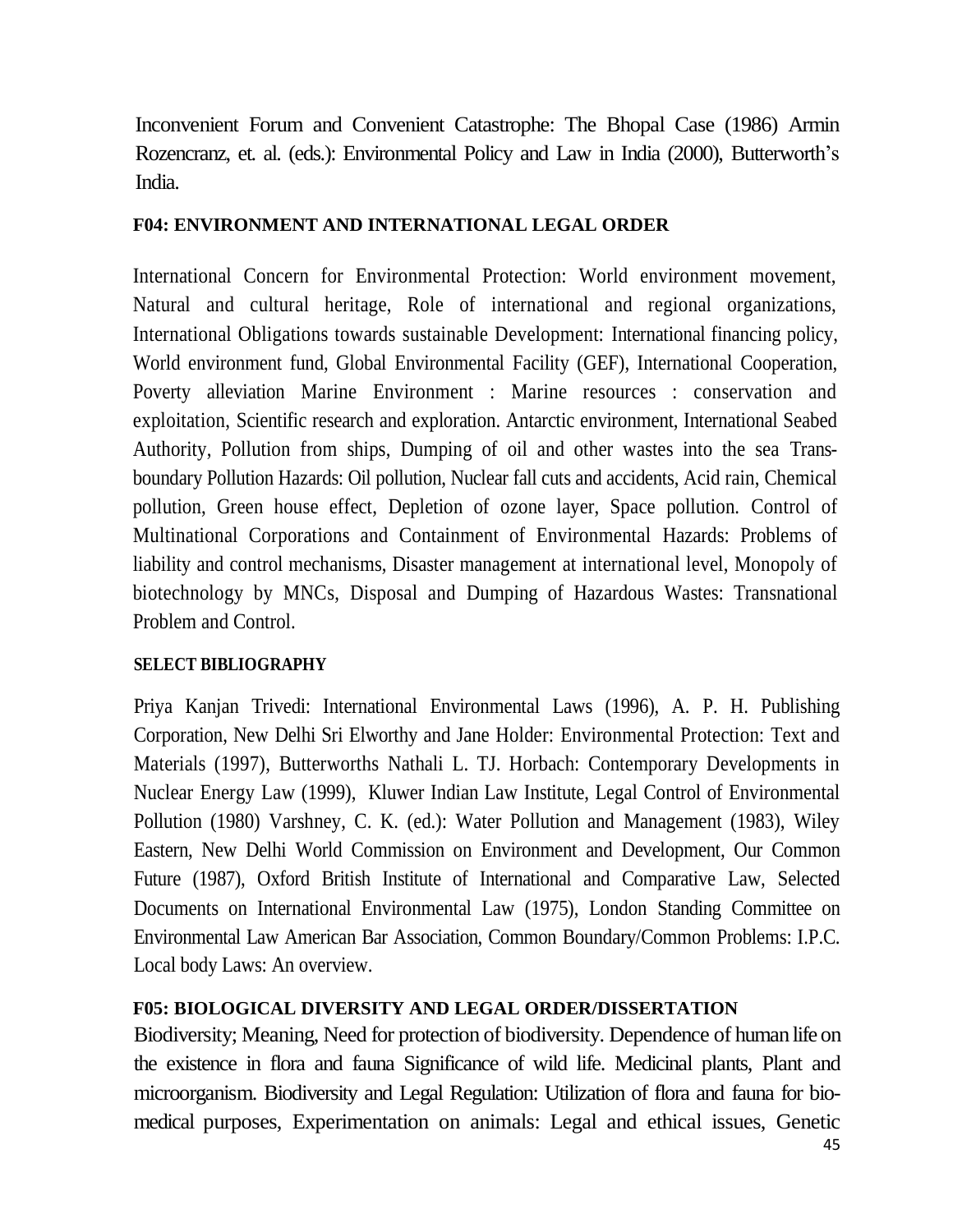Inconvenient Forum and Convenient Catastrophe: The Bhopal Case (1986) Armin Rozencranz, et. al. (eds.): Environmental Policy and Law in India (2000), Butterworth's India.

**F04: ENVIRONMENT AND INTERNATIONAL LEGAL ORDER**

International Concern for Environmental Protection: World environment movement, Natural and cultural heritage, Role of international and regional organizations, International Obligations towards sustainable Development: International financing policy, World environment fund, Global Environmental Facility (GEF), International Cooperation, Poverty alleviation Marine Environment : Marine resources : conservation and exploitation, Scientific research and exploration. Antarctic environment, International Seabed Authority, Pollution from ships, Dumping of oil and other wastes into the sea Trans-boundary Pollution Hazards: Oil pollution, Nuclear fall cuts and accidents, Acid rain, Chemical pollution, Green house effect, Depletion of ozone layer, Space pollution. Control of Multinational Corporations and Containment of Environmental Hazards: Problems of liability and control mechanisms, Disaster management at international level, Monopoly of biotechnology by MNCs, Disposal and Dumping of Hazardous Wastes: Transnational Problem and Control.

**SELECT BIBLIOGRAPHY**

Priya Kanjan Trivedi: International Environmental Laws (1996), A. P. H. Publishing Corporation, New Delhi Sri Elworthy and Jane Holder: Environmental Protection: Text and Materials (1997), Butterworths Nathali L. TJ. Horbach: Contemporary Developments in Nuclear Energy Law (1999), Kluwer Indian Law Institute, Legal Control of Environmental Pollution (1980) Varshney, C. K. (ed.): Water Pollution and Management (1983), Wiley Eastern, New Delhi World Commission on Environment and Development, Our Common Future (1987), Oxford British Institute of International and Comparative Law, Selected Documents on International Environmental Law (1975), London Standing Committee on Environmental Law American Bar Association, Common Boundary/Common Problems: I.P.C. Local body Laws: An overview.

**F05: BIOLOGICAL DIVERSITY AND LEGAL ORDER/DISSERTATION**

Biodiversity; Meaning, Need for protection of biodiversity. Dependence of human life on the existence in flora and fauna Significance of wild life. Medicinal plants, Plant and microorganism. Biodiversity and Legal Regulation: Utilization of flora and fauna for bio-medical purposes, Experimentation on animals: Legal and ethical issues, Genetic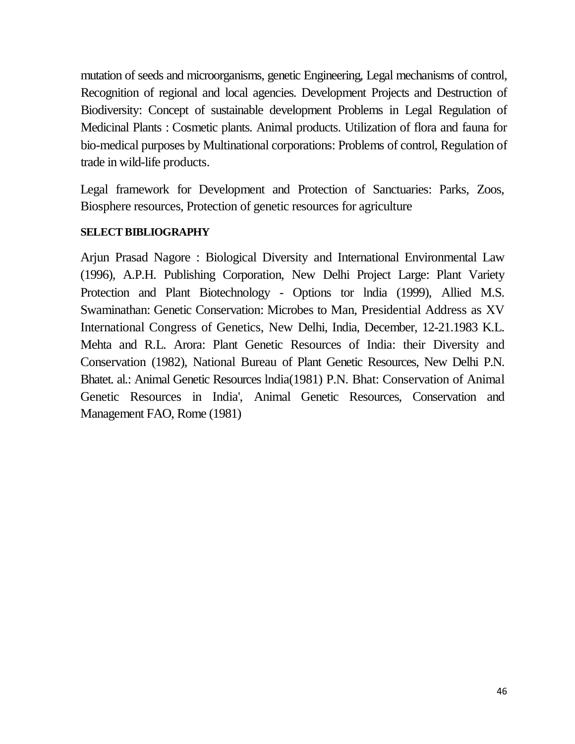mutation of seeds and microorganisms, genetic Engineering, Legal mechanisms of control, Recognition of regional and local agencies. Development Projects and Destruction of Biodiversity: Concept of sustainable development Problems in Legal Regulation of Medicinal Plants : Cosmetic plants. Animal products. Utilization of flora and fauna for bio-medical purposes by Multinational corporations: Problems of control, Regulation of trade in wild-life products.

Legal framework for Development and Protection of Sanctuaries: Parks, Zoos, Biosphere resources, Protection of genetic resources for agriculture

**SELECT BIBLIOGRAPHY**

Arjun Prasad Nagore : Biological Diversity and International Environmental Law (1996), A.P.H. Publishing Corporation, New Delhi Project Large: Plant Variety Protection and Plant Biotechnology - Options tor lndia (1999), Allied M.S. Swaminathan: Genetic Conservation: Microbes to Man, Presidential Address as XV International Congress of Genetics, New Delhi, India, December, 12-21.1983 K.L. Mehta and R.L. Arora: Plant Genetic Resources of India: their Diversity and Conservation (1982), National Bureau of Plant Genetic Resources, New Delhi P.N. Bhatet. al.: Animal Genetic Resources lndia(1981) P.N. Bhat: Conservation of Animal Genetic Resources in India', Animal Genetic Resources, Conservation and Management FAO, Rome (1981)